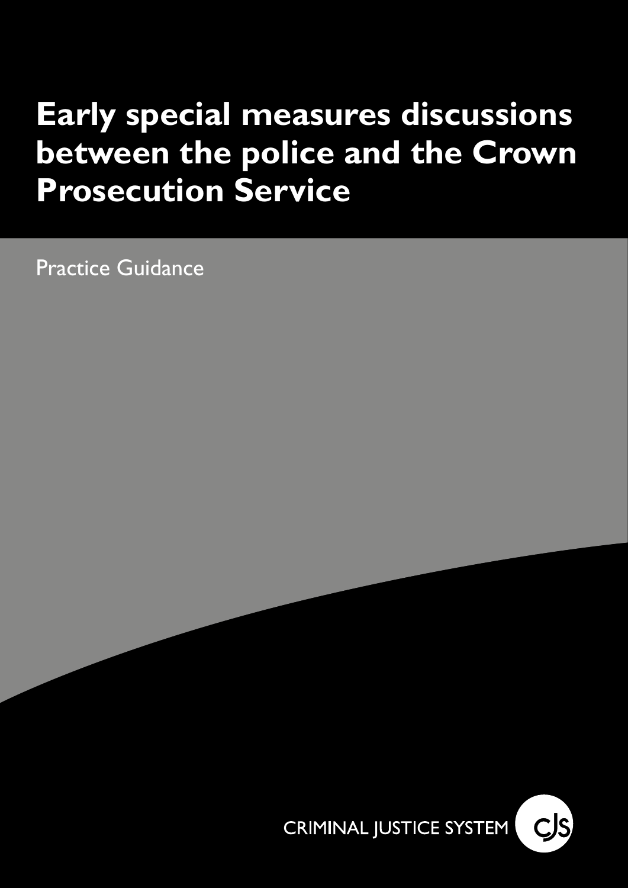# Early special measures discussions between the police and the Crown Prosecution Service

Practice Guidance

CRIMINAL JUSTICE SYSTEM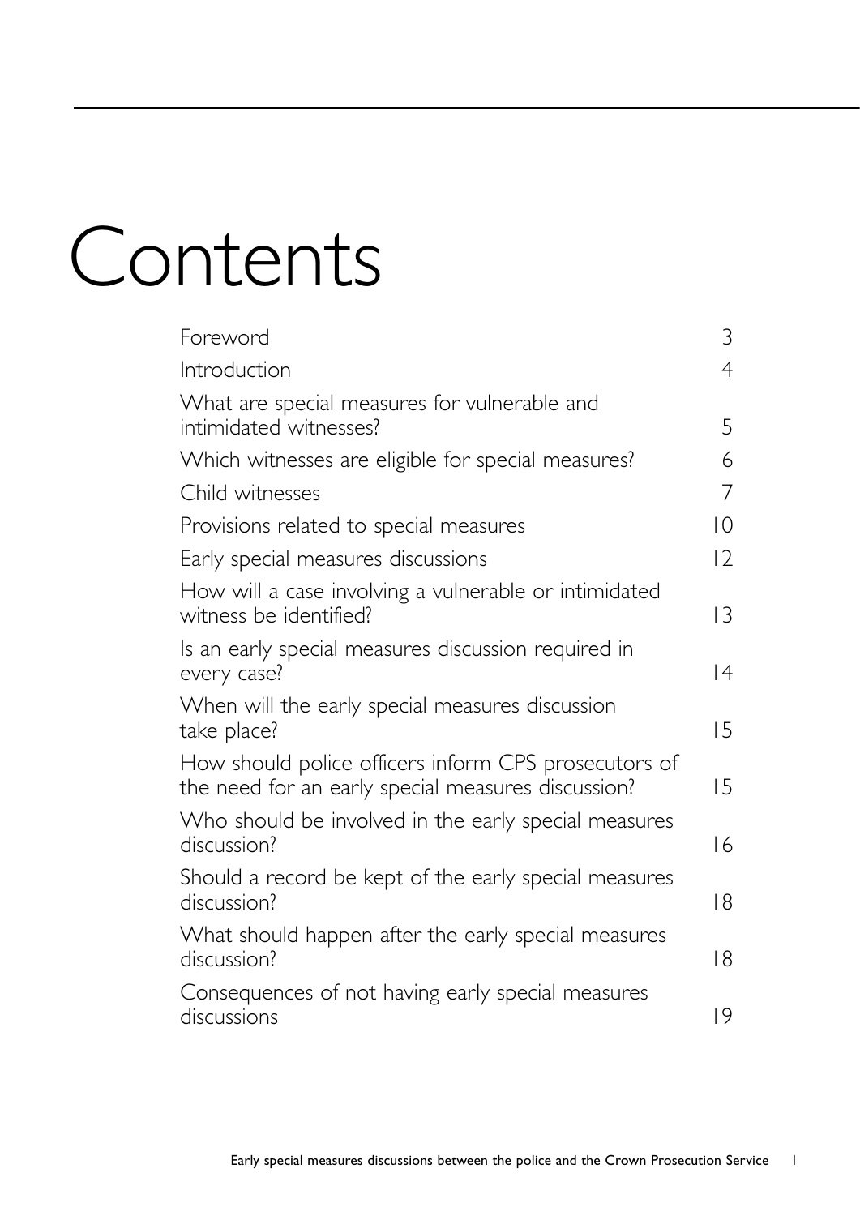# Contents

| | |
|---|---|
| Foreword | 3 |
| Introduction | 4 |
| What are special measures for vulnerable and intimidated witnesses? | 5 |
| Which witnesses are eligible for special measures? | 6 |
| Child witnesses | 7 |
| Provisions related to special measures | 10 |
| Early special measures discussions | 12 |
| How will a case involving a vulnerable or intimidated witness be identified? | 13 |
| Is an early special measures discussion required in every case? | 14 |
| When will the early special measures discussion take place? | 15 |
| How should police officers inform CPS prosecutors of the need for an early special measures discussion? | 15 |
| Who should be involved in the early special measures discussion? | 16 |
| Should a record be kept of the early special measures discussion? | 18 |
| What should happen after the early special measures discussion? | 18 |
| Consequences of not having early special measures discussions | 19 |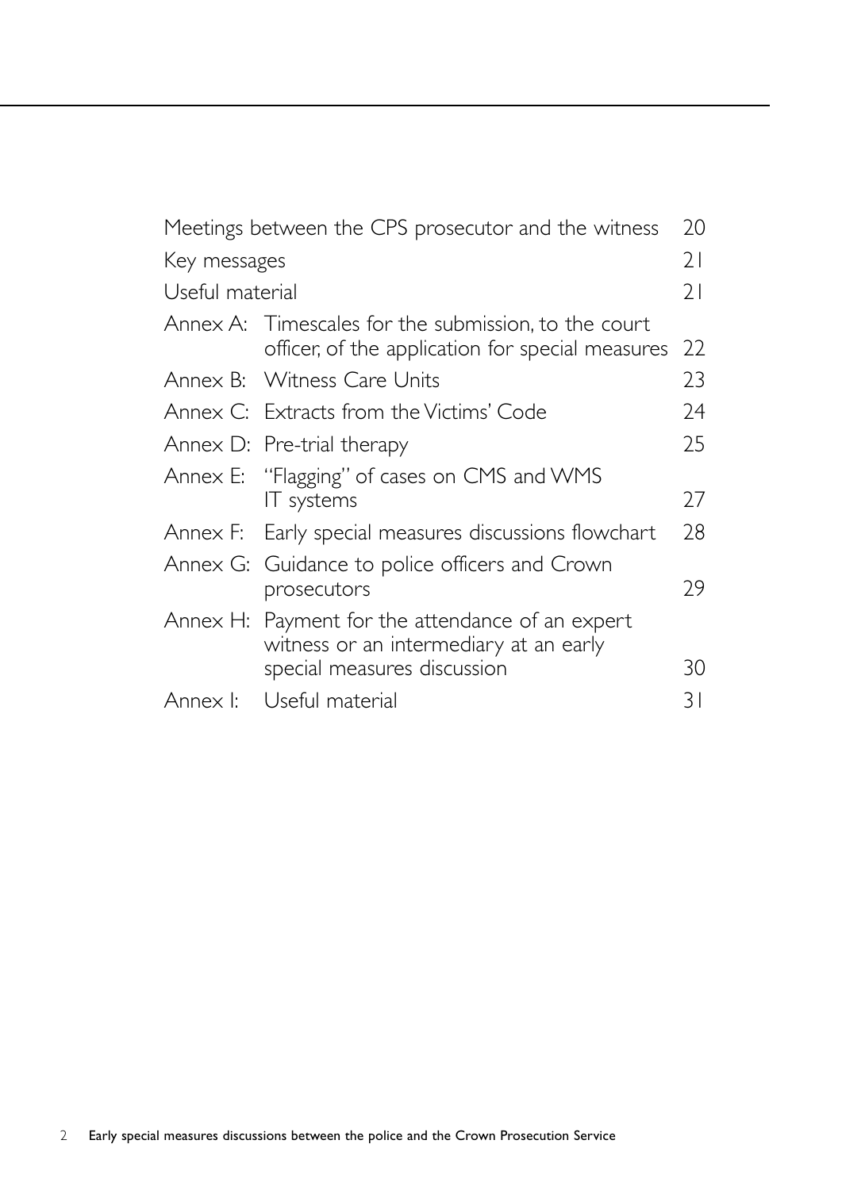| | |
|---|---|
| Meetings between the CPS prosecutor and the witness | 20 |
| Key messages | 21 |
| Useful material | 21 |
| Annex A: Timescales for the submission, to the court officer, of the application for special measures | 22 |
| Annex B: Witness Care Units | 23 |
| Annex C: Extracts from the Victims' Code | 24 |
| Annex D: Pre-trial therapy | 25 |
| Annex E: "Flagging" of cases on CMS and WMS IT systems | 27 |
| Annex F: Early special measures discussions flowchart | 28 |
| Annex G: Guidance to police officers and Crown prosecutors | 29 |
| Annex H: Payment for the attendance of an expert witness or an intermediary at an early special measures discussion | 30 |
| Annex I: Useful material | 31 |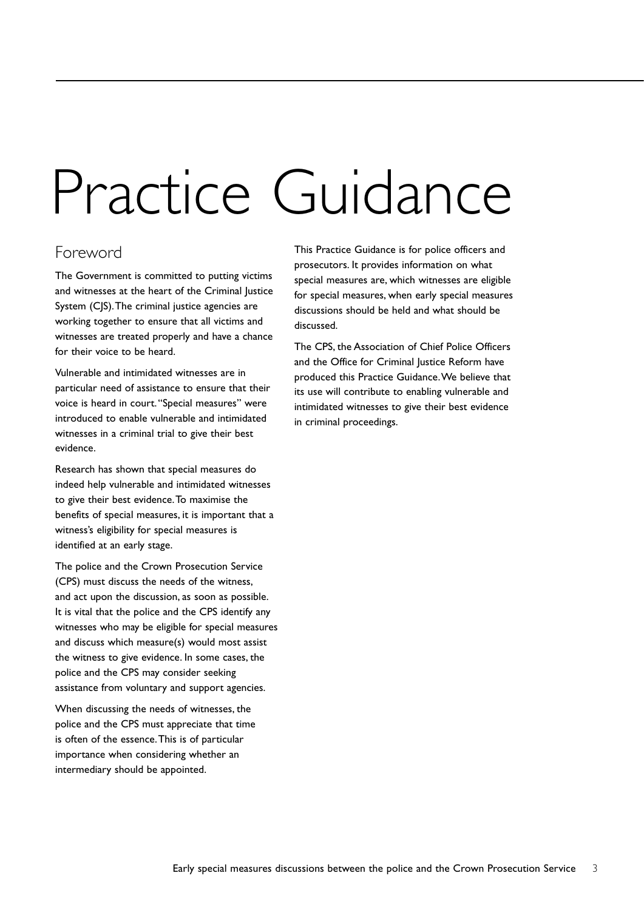# Practice Guidance

## Foreword

The Government is committed to putting victims and witnesses at the heart of the Criminal Justice System (CJS). The criminal justice agencies are working together to ensure that all victims and witnesses are treated properly and have a chance for their voice to be heard.

Vulnerable and intimidated witnesses are in particular need of assistance to ensure that their voice is heard in court. "Special measures" were introduced to enable vulnerable and intimidated witnesses in a criminal trial to give their best evidence.

Research has shown that special measures do indeed help vulnerable and intimidated witnesses to give their best evidence. To maximise the benefits of special measures, it is important that a witness's eligibility for special measures is identified at an early stage.

The police and the Crown Prosecution Service (CPS) must discuss the needs of the witness, and act upon the discussion, as soon as possible. It is vital that the police and the CPS identify any witnesses who may be eligible for special measures and discuss which measure(s) would most assist the witness to give evidence. In some cases, the police and the CPS may consider seeking assistance from voluntary and support agencies.

When discussing the needs of witnesses, the police and the CPS must appreciate that time is often of the essence. This is of particular importance when considering whether an intermediary should be appointed.

This Practice Guidance is for police officers and prosecutors. It provides information on what special measures are, which witnesses are eligible for special measures, when early special measures discussions should be held and what should be discussed.

The CPS, the Association of Chief Police Officers and the Office for Criminal Justice Reform have produced this Practice Guidance. We believe that its use will contribute to enabling vulnerable and intimidated witnesses to give their best evidence in criminal proceedings.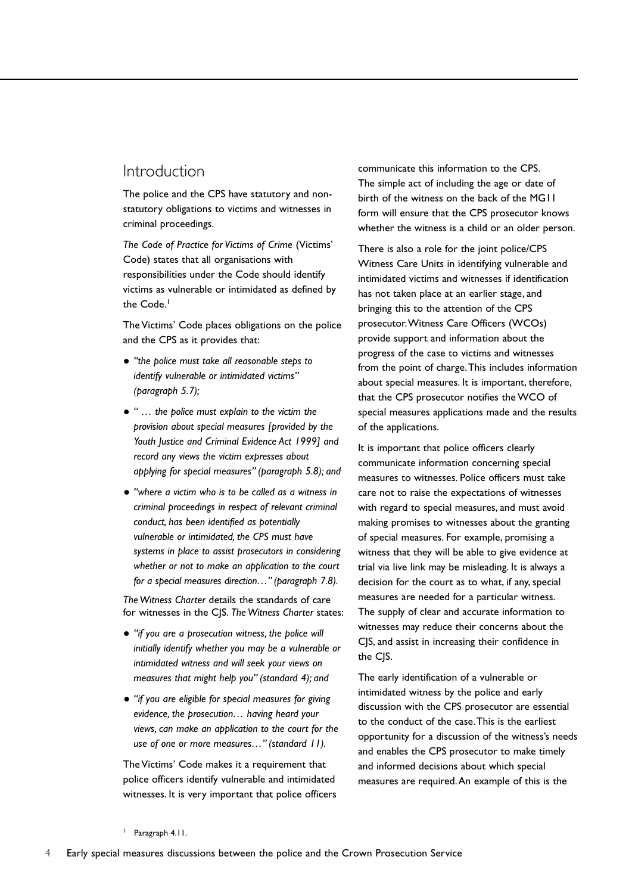## Introduction

The police and the CPS have statutory and non-statutory obligations to victims and witnesses in criminal proceedings.

*The Code of Practice for Victims of Crime* (Victims' Code) states that all organisations with responsibilities under the Code should identify victims as vulnerable or intimidated as defined by the Code.[1]

The Victims' Code places obligations on the police and the CPS as it provides that:

- *"the police must take all reasonable steps to identify vulnerable or intimidated victims" (paragraph 5.7);*
- *" … the police must explain to the victim the provision about special measures [provided by the Youth Justice and Criminal Evidence Act 1999] and record any views the victim expresses about applying for special measures" (paragraph 5.8); and*
- *"where a victim who is to be called as a witness in criminal proceedings in respect of relevant criminal conduct, has been identified as potentially vulnerable or intimidated, the CPS must have systems in place to assist prosecutors in considering whether or not to make an application to the court for a special measures direction…" (paragraph 7.8).*

*The Witness Charter* details the standards of care for witnesses in the CJS. *The Witness Charter* states:

- *"if you are a prosecution witness, the police will initially identify whether you may be a vulnerable or intimidated witness and will seek your views on measures that might help you" (standard 4); and*
- *"if you are eligible for special measures for giving evidence, the prosecution… having heard your views, can make an application to the court for the use of one or more measures…" (standard 11).*

The Victims' Code makes it a requirement that police officers identify vulnerable and intimidated witnesses. It is very important that police officers communicate this information to the CPS. The simple act of including the age or date of birth of the witness on the back of the MG11 form will ensure that the CPS prosecutor knows whether the witness is a child or an older person.

There is also a role for the joint police/CPS Witness Care Units in identifying vulnerable and intimidated victims and witnesses if identification has not taken place at an earlier stage, and bringing this to the attention of the CPS prosecutor. Witness Care Officers (WCOs) provide support and information about the progress of the case to victims and witnesses from the point of charge. This includes information about special measures. It is important, therefore, that the CPS prosecutor notifies the WCO of special measures applications made and the results of the applications.

It is important that police officers clearly communicate information concerning special measures to witnesses. Police officers must take care not to raise the expectations of witnesses with regard to special measures, and must avoid making promises to witnesses about the granting of special measures. For example, promising a witness that they will be able to give evidence at trial via live link may be misleading. It is always a decision for the court as to what, if any, special measures are needed for a particular witness. The supply of clear and accurate information to witnesses may reduce their concerns about the CJS, and assist in increasing their confidence in the CJS.

The early identification of a vulnerable or intimidated witness by the police and early discussion with the CPS prosecutor are essential to the conduct of the case. This is the earliest opportunity for a discussion of the witness's needs and enables the CPS prosecutor to make timely and informed decisions about which special measures are required. An example of this is the

[1] Paragraph 4.11.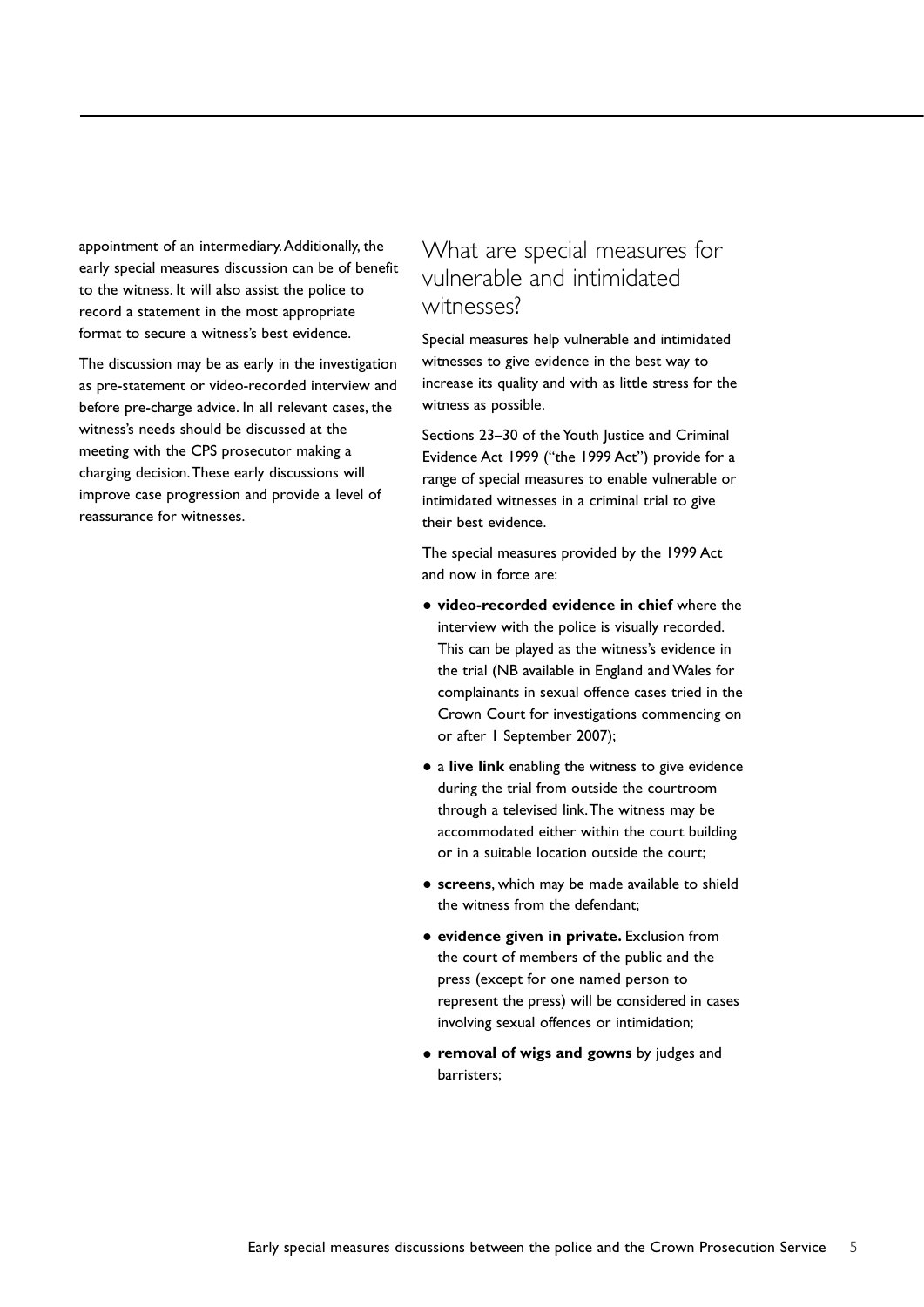appointment of an intermediary. Additionally, the early special measures discussion can be of benefit to the witness. It will also assist the police to record a statement in the most appropriate format to secure a witness's best evidence.

The discussion may be as early in the investigation as pre-statement or video-recorded interview and before pre-charge advice. In all relevant cases, the witness's needs should be discussed at the meeting with the CPS prosecutor making a charging decision. These early discussions will improve case progression and provide a level of reassurance for witnesses.

## What are special measures for vulnerable and intimidated witnesses?

Special measures help vulnerable and intimidated witnesses to give evidence in the best way to increase its quality and with as little stress for the witness as possible.

Sections 23–30 of the Youth Justice and Criminal Evidence Act 1999 ("the 1999 Act") provide for a range of special measures to enable vulnerable or intimidated witnesses in a criminal trial to give their best evidence.

The special measures provided by the 1999 Act and now in force are:

- **video-recorded evidence in chief** where the interview with the police is visually recorded. This can be played as the witness's evidence in the trial (NB available in England and Wales for complainants in sexual offence cases tried in the Crown Court for investigations commencing on or after 1 September 2007);
- a **live link** enabling the witness to give evidence during the trial from outside the courtroom through a televised link. The witness may be accommodated either within the court building or in a suitable location outside the court;
- **screens**, which may be made available to shield the witness from the defendant;
- **evidence given in private.** Exclusion from the court of members of the public and the press (except for one named person to represent the press) will be considered in cases involving sexual offences or intimidation;
- **removal of wigs and gowns** by judges and barristers;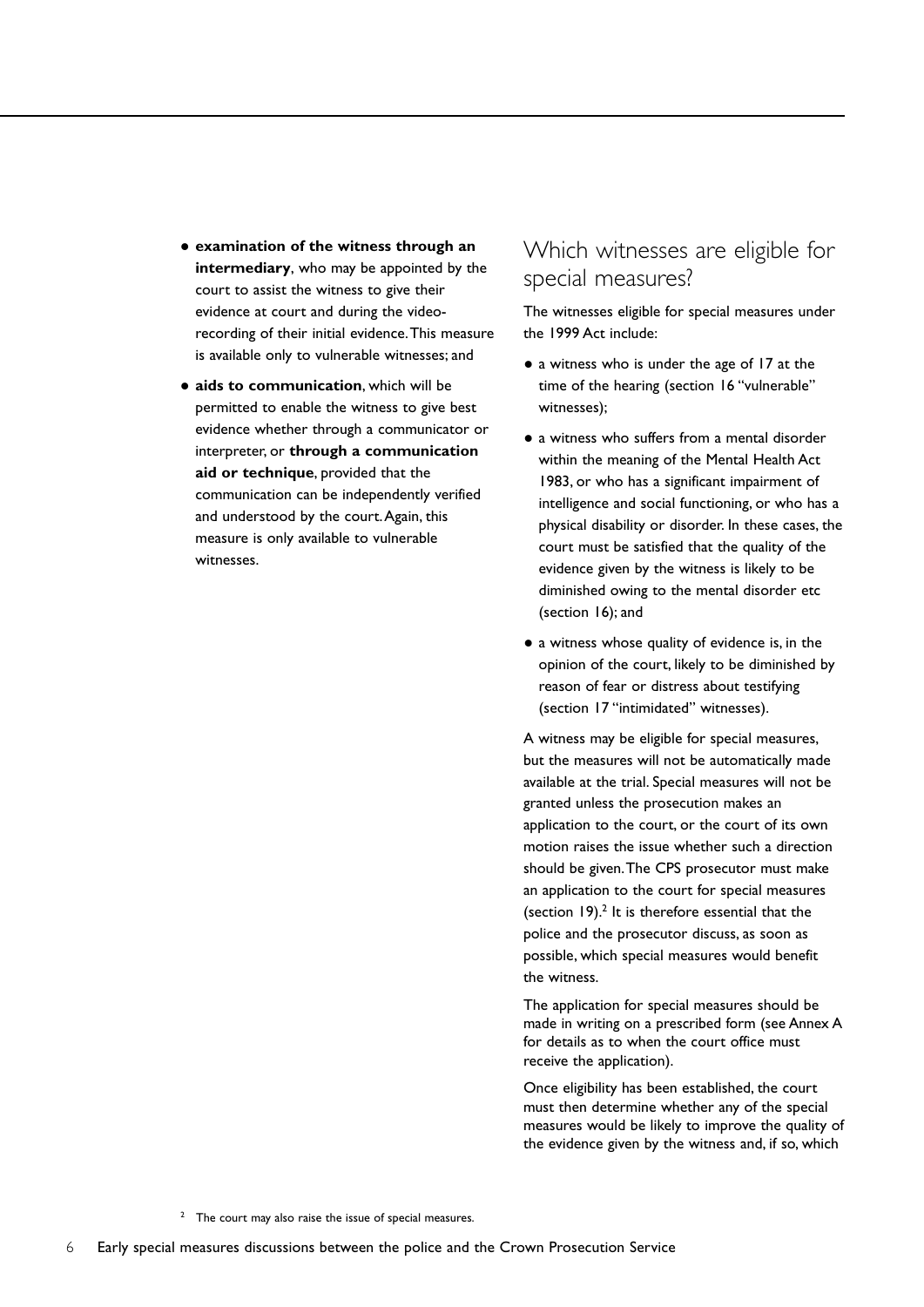- **examination of the witness through an intermediary**, who may be appointed by the court to assist the witness to give their evidence at court and during the video-recording of their initial evidence. This measure is available only to vulnerable witnesses; and
- **aids to communication**, which will be permitted to enable the witness to give best evidence whether through a communicator or interpreter, or **through a communication aid or technique**, provided that the communication can be independently verified and understood by the court. Again, this measure is only available to vulnerable witnesses.

## Which witnesses are eligible for special measures?

The witnesses eligible for special measures under the 1999 Act include:

- a witness who is under the age of 17 at the time of the hearing (section 16 "vulnerable" witnesses);
- a witness who suffers from a mental disorder within the meaning of the Mental Health Act 1983, or who has a significant impairment of intelligence and social functioning, or who has a physical disability or disorder. In these cases, the court must be satisfied that the quality of the evidence given by the witness is likely to be diminished owing to the mental disorder etc (section 16); and
- a witness whose quality of evidence is, in the opinion of the court, likely to be diminished by reason of fear or distress about testifying (section 17 "intimidated" witnesses).

A witness may be eligible for special measures, but the measures will not be automatically made available at the trial. Special measures will not be granted unless the prosecution makes an application to the court, or the court of its own motion raises the issue whether such a direction should be given. The CPS prosecutor must make an application to the court for special measures (section 19).[2] It is therefore essential that the police and the prosecutor discuss, as soon as possible, which special measures would benefit the witness.

The application for special measures should be made in writing on a prescribed form (see Annex A for details as to when the court office must receive the application).

Once eligibility has been established, the court must then determine whether any of the special measures would be likely to improve the quality of the evidence given by the witness and, if so, which

[2] The court may also raise the issue of special measures.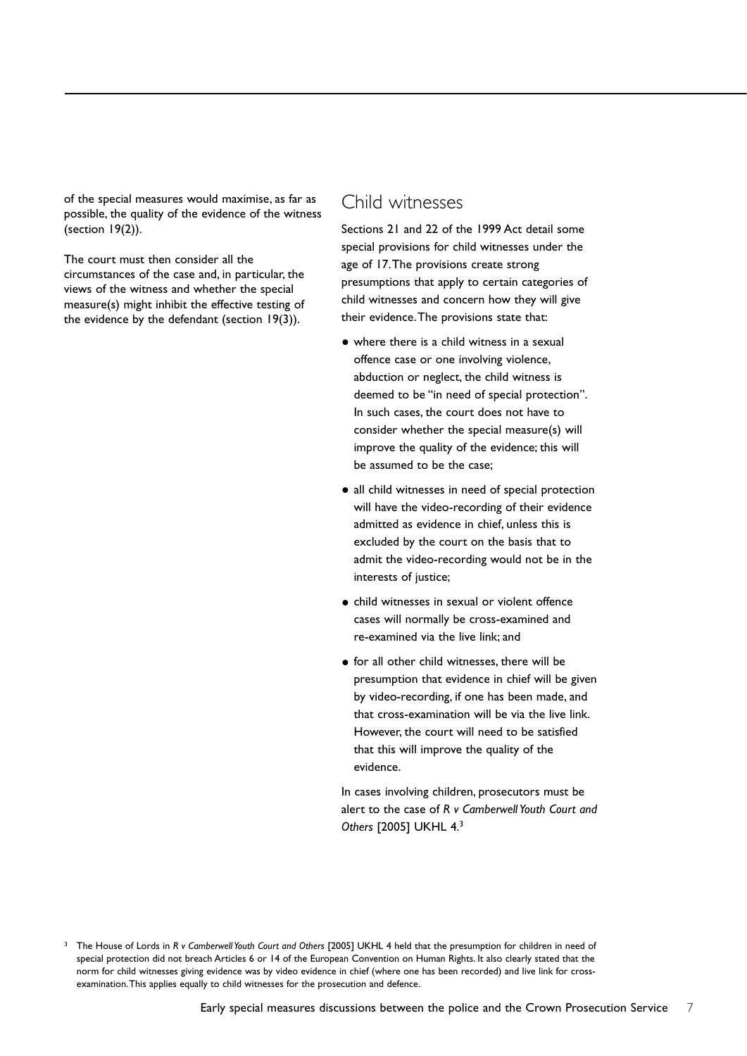of the special measures would maximise, as far as possible, the quality of the evidence of the witness (section 19(2)).

The court must then consider all the circumstances of the case and, in particular, the views of the witness and whether the special measure(s) might inhibit the effective testing of the evidence by the defendant (section 19(3)).

## Child witnesses

Sections 21 and 22 of the 1999 Act detail some special provisions for child witnesses under the age of 17. The provisions create strong presumptions that apply to certain categories of child witnesses and concern how they will give their evidence. The provisions state that:

- where there is a child witness in a sexual offence case or one involving violence, abduction or neglect, the child witness is deemed to be "in need of special protection". In such cases, the court does not have to consider whether the special measure(s) will improve the quality of the evidence; this will be assumed to be the case;
- all child witnesses in need of special protection will have the video-recording of their evidence admitted as evidence in chief, unless this is excluded by the court on the basis that to admit the video-recording would not be in the interests of justice;
- child witnesses in sexual or violent offence cases will normally be cross-examined and re-examined via the live link; and
- for all other child witnesses, there will be presumption that evidence in chief will be given by video-recording, if one has been made, and that cross-examination will be via the live link. However, the court will need to be satisfied that this will improve the quality of the evidence.

In cases involving children, prosecutors must be alert to the case of *R v Camberwell Youth Court and Others* [2005] UKHL 4.[3]

[3] The House of Lords in *R v Camberwell Youth Court and Others* [2005] UKHL 4 held that the presumption for children in need of special protection did not breach Articles 6 or 14 of the European Convention on Human Rights. It also clearly stated that the norm for child witnesses giving evidence was by video evidence in chief (where one has been recorded) and live link for cross-examination. This applies equally to child witnesses for the prosecution and defence.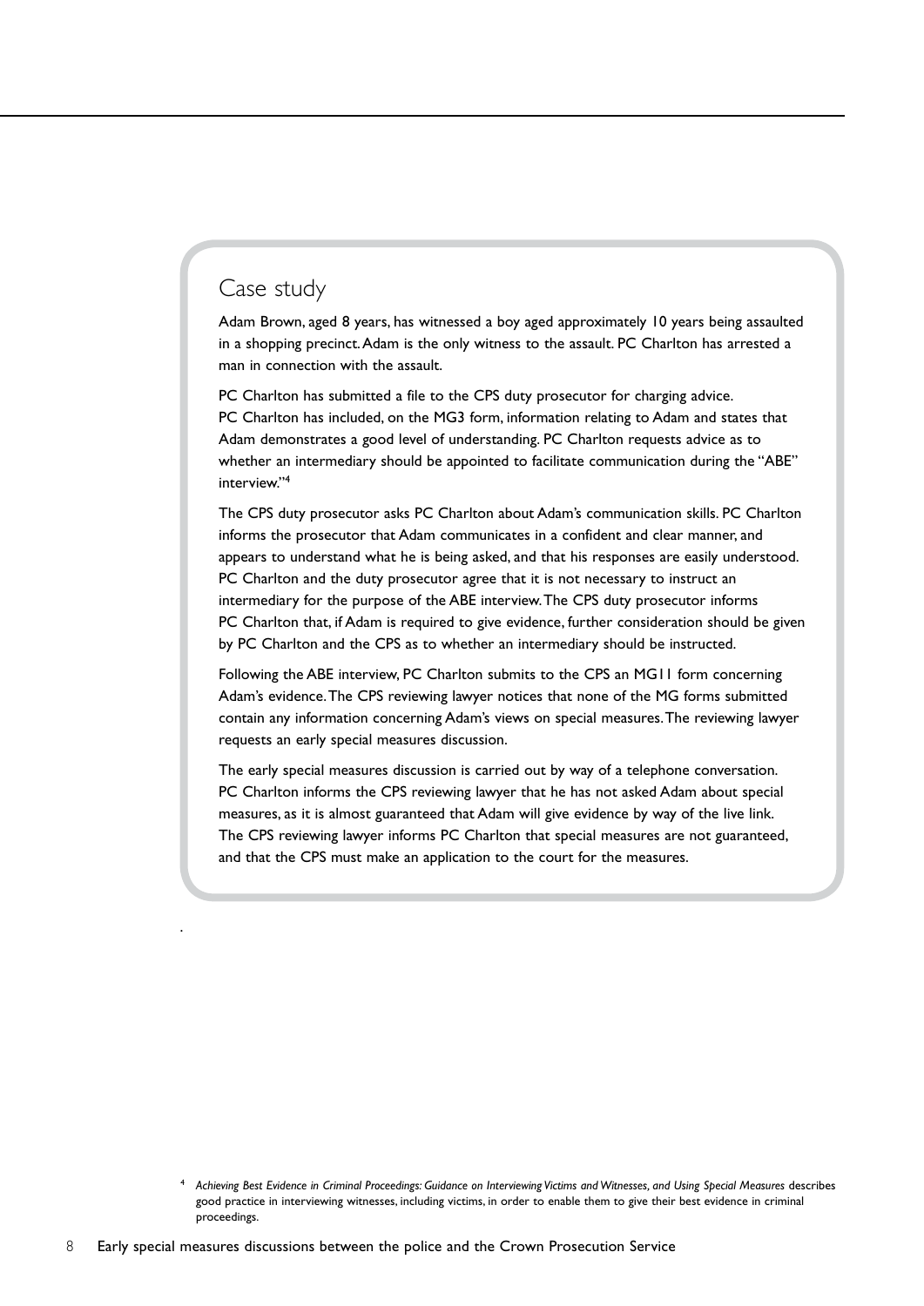## Case study

Adam Brown, aged 8 years, has witnessed a boy aged approximately 10 years being assaulted in a shopping precinct. Adam is the only witness to the assault. PC Charlton has arrested a man in connection with the assault.

PC Charlton has submitted a file to the CPS duty prosecutor for charging advice. PC Charlton has included, on the MG3 form, information relating to Adam and states that Adam demonstrates a good level of understanding. PC Charlton requests advice as to whether an intermediary should be appointed to facilitate communication during the "ABE" interview."[4]

The CPS duty prosecutor asks PC Charlton about Adam's communication skills. PC Charlton informs the prosecutor that Adam communicates in a confident and clear manner, and appears to understand what he is being asked, and that his responses are easily understood. PC Charlton and the duty prosecutor agree that it is not necessary to instruct an intermediary for the purpose of the ABE interview. The CPS duty prosecutor informs PC Charlton that, if Adam is required to give evidence, further consideration should be given by PC Charlton and the CPS as to whether an intermediary should be instructed.

Following the ABE interview, PC Charlton submits to the CPS an MG11 form concerning Adam's evidence. The CPS reviewing lawyer notices that none of the MG forms submitted contain any information concerning Adam's views on special measures. The reviewing lawyer requests an early special measures discussion.

The early special measures discussion is carried out by way of a telephone conversation. PC Charlton informs the CPS reviewing lawyer that he has not asked Adam about special measures, as it is almost guaranteed that Adam will give evidence by way of the live link. The CPS reviewing lawyer informs PC Charlton that special measures are not guaranteed, and that the CPS must make an application to the court for the measures.

[4] *Achieving Best Evidence in Criminal Proceedings: Guidance on Interviewing Victims and Witnesses, and Using Special Measures* describes good practice in interviewing witnesses, including victims, in order to enable them to give their best evidence in criminal proceedings.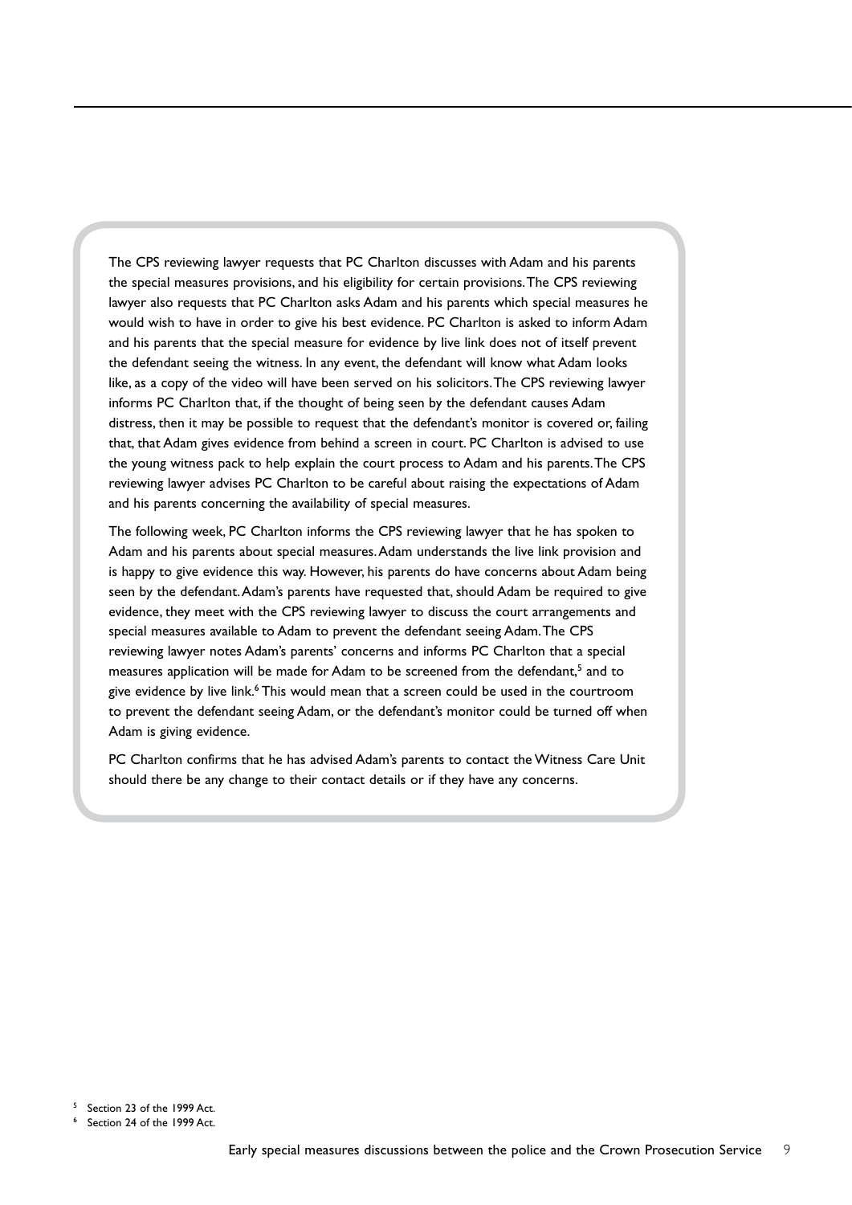The CPS reviewing lawyer requests that PC Charlton discusses with Adam and his parents the special measures provisions, and his eligibility for certain provisions. The CPS reviewing lawyer also requests that PC Charlton asks Adam and his parents which special measures he would wish to have in order to give his best evidence. PC Charlton is asked to inform Adam and his parents that the special measure for evidence by live link does not of itself prevent the defendant seeing the witness. In any event, the defendant will know what Adam looks like, as a copy of the video will have been served on his solicitors. The CPS reviewing lawyer informs PC Charlton that, if the thought of being seen by the defendant causes Adam distress, then it may be possible to request that the defendant's monitor is covered or, failing that, that Adam gives evidence from behind a screen in court. PC Charlton is advised to use the young witness pack to help explain the court process to Adam and his parents. The CPS reviewing lawyer advises PC Charlton to be careful about raising the expectations of Adam and his parents concerning the availability of special measures.

The following week, PC Charlton informs the CPS reviewing lawyer that he has spoken to Adam and his parents about special measures. Adam understands the live link provision and is happy to give evidence this way. However, his parents do have concerns about Adam being seen by the defendant. Adam's parents have requested that, should Adam be required to give evidence, they meet with the CPS reviewing lawyer to discuss the court arrangements and special measures available to Adam to prevent the defendant seeing Adam. The CPS reviewing lawyer notes Adam's parents' concerns and informs PC Charlton that a special measures application will be made for Adam to be screened from the defendant,[5] and to give evidence by live link.[6] This would mean that a screen could be used in the courtroom to prevent the defendant seeing Adam, or the defendant's monitor could be turned off when Adam is giving evidence.

PC Charlton confirms that he has advised Adam's parents to contact the Witness Care Unit should there be any change to their contact details or if they have any concerns.

[5] Section 23 of the 1999 Act.

[6] Section 24 of the 1999 Act.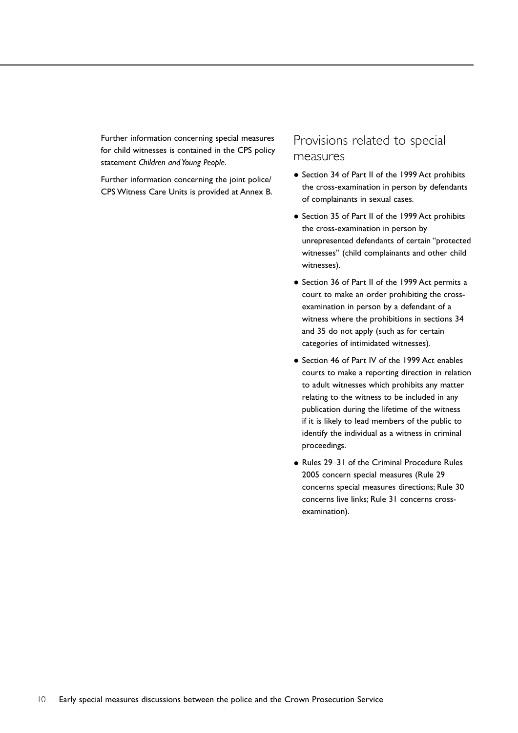Further information concerning special measures for child witnesses is contained in the CPS policy statement *Children and Young People*.

Further information concerning the joint police/ CPS Witness Care Units is provided at Annex B.

## Provisions related to special measures

- Section 34 of Part II of the 1999 Act prohibits the cross-examination in person by defendants of complainants in sexual cases.
- Section 35 of Part II of the 1999 Act prohibits the cross-examination in person by unrepresented defendants of certain "protected witnesses" (child complainants and other child witnesses).
- Section 36 of Part II of the 1999 Act permits a court to make an order prohibiting the cross-examination in person by a defendant of a witness where the prohibitions in sections 34 and 35 do not apply (such as for certain categories of intimidated witnesses).
- Section 46 of Part IV of the 1999 Act enables courts to make a reporting direction in relation to adult witnesses which prohibits any matter relating to the witness to be included in any publication during the lifetime of the witness if it is likely to lead members of the public to identify the individual as a witness in criminal proceedings.
- Rules 29–31 of the Criminal Procedure Rules 2005 concern special measures (Rule 29 concerns special measures directions; Rule 30 concerns live links; Rule 31 concerns cross-examination).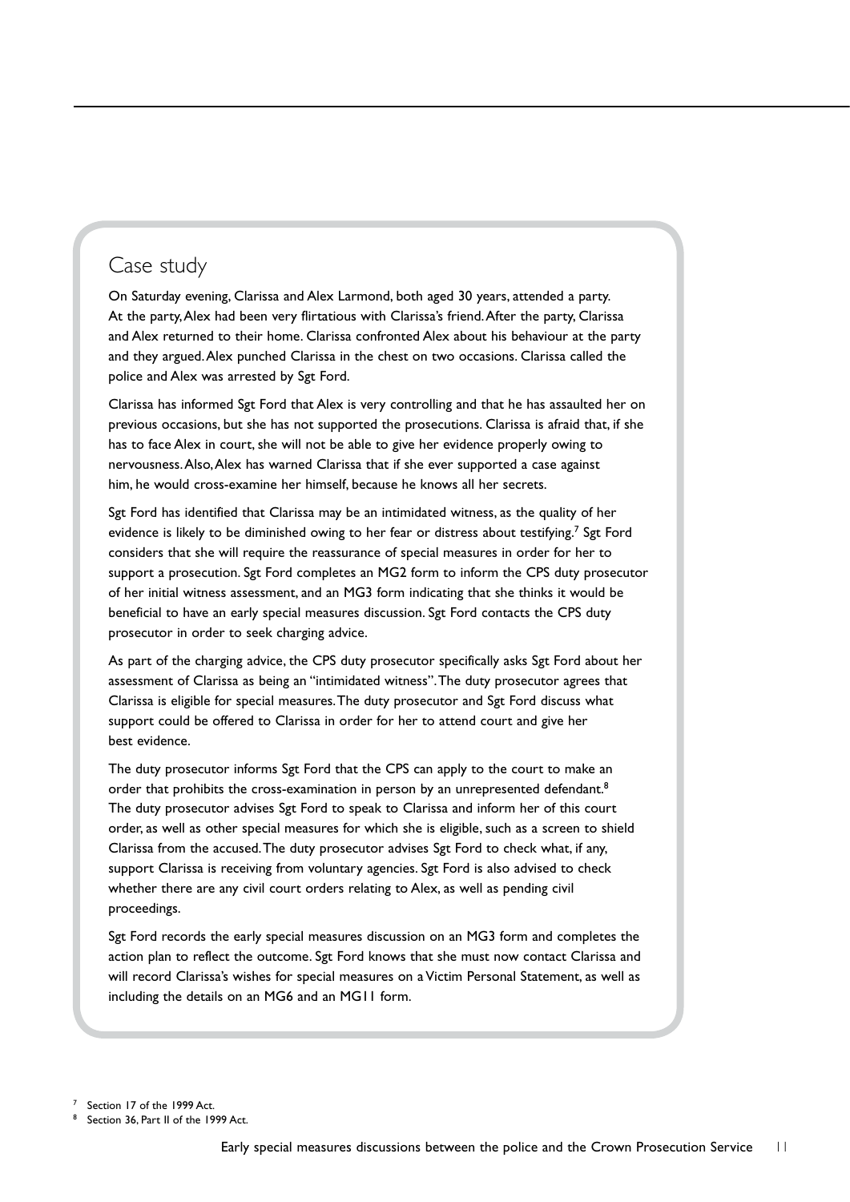## Case study

On Saturday evening, Clarissa and Alex Larmond, both aged 30 years, attended a party. At the party, Alex had been very flirtatious with Clarissa's friend. After the party, Clarissa and Alex returned to their home. Clarissa confronted Alex about his behaviour at the party and they argued. Alex punched Clarissa in the chest on two occasions. Clarissa called the police and Alex was arrested by Sgt Ford.

Clarissa has informed Sgt Ford that Alex is very controlling and that he has assaulted her on previous occasions, but she has not supported the prosecutions. Clarissa is afraid that, if she has to face Alex in court, she will not be able to give her evidence properly owing to nervousness. Also, Alex has warned Clarissa that if she ever supported a case against him, he would cross-examine her himself, because he knows all her secrets.

Sgt Ford has identified that Clarissa may be an intimidated witness, as the quality of her evidence is likely to be diminished owing to her fear or distress about testifying.[7] Sgt Ford considers that she will require the reassurance of special measures in order for her to support a prosecution. Sgt Ford completes an MG2 form to inform the CPS duty prosecutor of her initial witness assessment, and an MG3 form indicating that she thinks it would be beneficial to have an early special measures discussion. Sgt Ford contacts the CPS duty prosecutor in order to seek charging advice.

As part of the charging advice, the CPS duty prosecutor specifically asks Sgt Ford about her assessment of Clarissa as being an "intimidated witness". The duty prosecutor agrees that Clarissa is eligible for special measures. The duty prosecutor and Sgt Ford discuss what support could be offered to Clarissa in order for her to attend court and give her best evidence.

The duty prosecutor informs Sgt Ford that the CPS can apply to the court to make an order that prohibits the cross-examination in person by an unrepresented defendant.[8] The duty prosecutor advises Sgt Ford to speak to Clarissa and inform her of this court order, as well as other special measures for which she is eligible, such as a screen to shield Clarissa from the accused. The duty prosecutor advises Sgt Ford to check what, if any, support Clarissa is receiving from voluntary agencies. Sgt Ford is also advised to check whether there are any civil court orders relating to Alex, as well as pending civil proceedings.

Sgt Ford records the early special measures discussion on an MG3 form and completes the action plan to reflect the outcome. Sgt Ford knows that she must now contact Clarissa and will record Clarissa's wishes for special measures on a Victim Personal Statement, as well as including the details on an MG6 and an MG11 form.

[7] Section 17 of the 1999 Act.

[8] Section 36, Part II of the 1999 Act.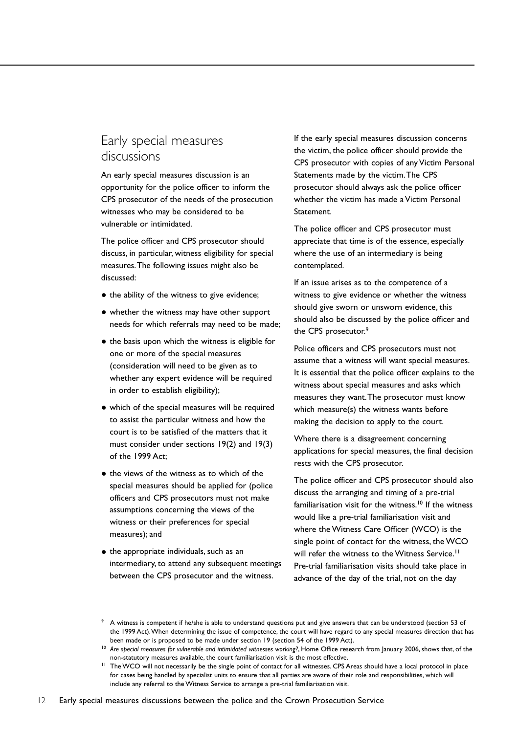## Early special measures discussions

An early special measures discussion is an opportunity for the police officer to inform the CPS prosecutor of the needs of the prosecution witnesses who may be considered to be vulnerable or intimidated.

The police officer and CPS prosecutor should discuss, in particular, witness eligibility for special measures. The following issues might also be discussed:

- the ability of the witness to give evidence;
- whether the witness may have other support needs for which referrals may need to be made;
- the basis upon which the witness is eligible for one or more of the special measures (consideration will need to be given as to whether any expert evidence will be required in order to establish eligibility);
- which of the special measures will be required to assist the particular witness and how the court is to be satisfied of the matters that it must consider under sections 19(2) and 19(3) of the 1999 Act;
- the views of the witness as to which of the special measures should be applied for (police officers and CPS prosecutors must not make assumptions concerning the views of the witness or their preferences for special measures); and
- the appropriate individuals, such as an intermediary, to attend any subsequent meetings between the CPS prosecutor and the witness.

If the early special measures discussion concerns the victim, the police officer should provide the CPS prosecutor with copies of any Victim Personal Statements made by the victim. The CPS prosecutor should always ask the police officer whether the victim has made a Victim Personal Statement.

The police officer and CPS prosecutor must appreciate that time is of the essence, especially where the use of an intermediary is being contemplated.

If an issue arises as to the competence of a witness to give evidence or whether the witness should give sworn or unsworn evidence, this should also be discussed by the police officer and the CPS prosecutor.[9]

Police officers and CPS prosecutors must not assume that a witness will want special measures. It is essential that the police officer explains to the witness about special measures and asks which measures they want. The prosecutor must know which measure(s) the witness wants before making the decision to apply to the court.

Where there is a disagreement concerning applications for special measures, the final decision rests with the CPS prosecutor.

The police officer and CPS prosecutor should also discuss the arranging and timing of a pre-trial familiarisation visit for the witness.[10] If the witness would like a pre-trial familiarisation visit and where the Witness Care Officer (WCO) is the single point of contact for the witness, the WCO will refer the witness to the Witness Service.[11] Pre-trial familiarisation visits should take place in advance of the day of the trial, not on the day

---

[9] A witness is competent if he/she is able to understand questions put and give answers that can be understood (section 53 of the 1999 Act). When determining the issue of competence, the court will have regard to any special measures direction that has been made or is proposed to be made under section 19 (section 54 of the 1999 Act).

[10] *Are special measures for vulnerable and intimidated witnesses working?*, Home Office research from January 2006, shows that, of the non-statutory measures available, the court familiarisation visit is the most effective.

[11] The WCO will not necessarily be the single point of contact for all witnesses. CPS Areas should have a local protocol in place for cases being handled by specialist units to ensure that all parties are aware of their role and responsibilities, which will include any referral to the Witness Service to arrange a pre-trial familiarisation visit.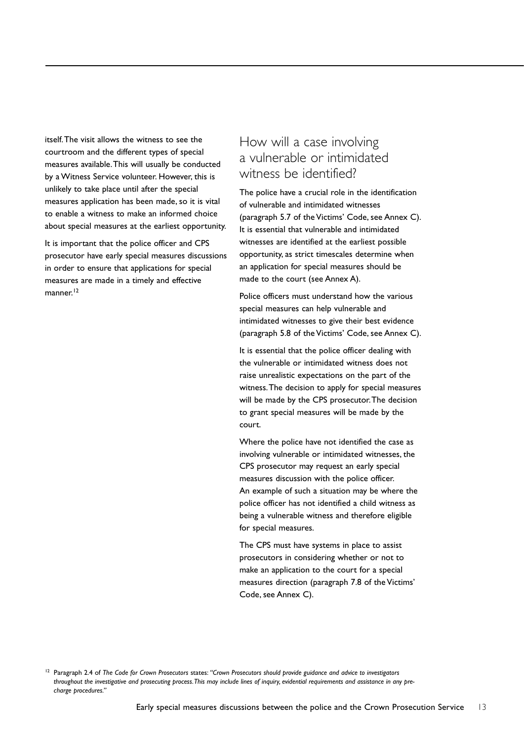itself. The visit allows the witness to see the courtroom and the different types of special measures available. This will usually be conducted by a Witness Service volunteer. However, this is unlikely to take place until after the special measures application has been made, so it is vital to enable a witness to make an informed choice about special measures at the earliest opportunity.

It is important that the police officer and CPS prosecutor have early special measures discussions in order to ensure that applications for special measures are made in a timely and effective manner.[12]

## How will a case involving a vulnerable or intimidated witness be identified?

The police have a crucial role in the identification of vulnerable and intimidated witnesses (paragraph 5.7 of the Victims' Code, see Annex C). It is essential that vulnerable and intimidated witnesses are identified at the earliest possible opportunity, as strict timescales determine when an application for special measures should be made to the court (see Annex A).

Police officers must understand how the various special measures can help vulnerable and intimidated witnesses to give their best evidence (paragraph 5.8 of the Victims' Code, see Annex C).

It is essential that the police officer dealing with the vulnerable or intimidated witness does not raise unrealistic expectations on the part of the witness. The decision to apply for special measures will be made by the CPS prosecutor. The decision to grant special measures will be made by the court.

Where the police have not identified the case as involving vulnerable or intimidated witnesses, the CPS prosecutor may request an early special measures discussion with the police officer. An example of such a situation may be where the police officer has not identified a child witness as being a vulnerable witness and therefore eligible for special measures.

The CPS must have systems in place to assist prosecutors in considering whether or not to make an application to the court for a special measures direction (paragraph 7.8 of the Victims' Code, see Annex C).

[12] Paragraph 2.4 of *The Code for Crown Prosecutors* states: *"Crown Prosecutors should provide guidance and advice to investigators throughout the investigative and prosecuting process. This may include lines of inquiry, evidential requirements and assistance in any pre-charge procedures."*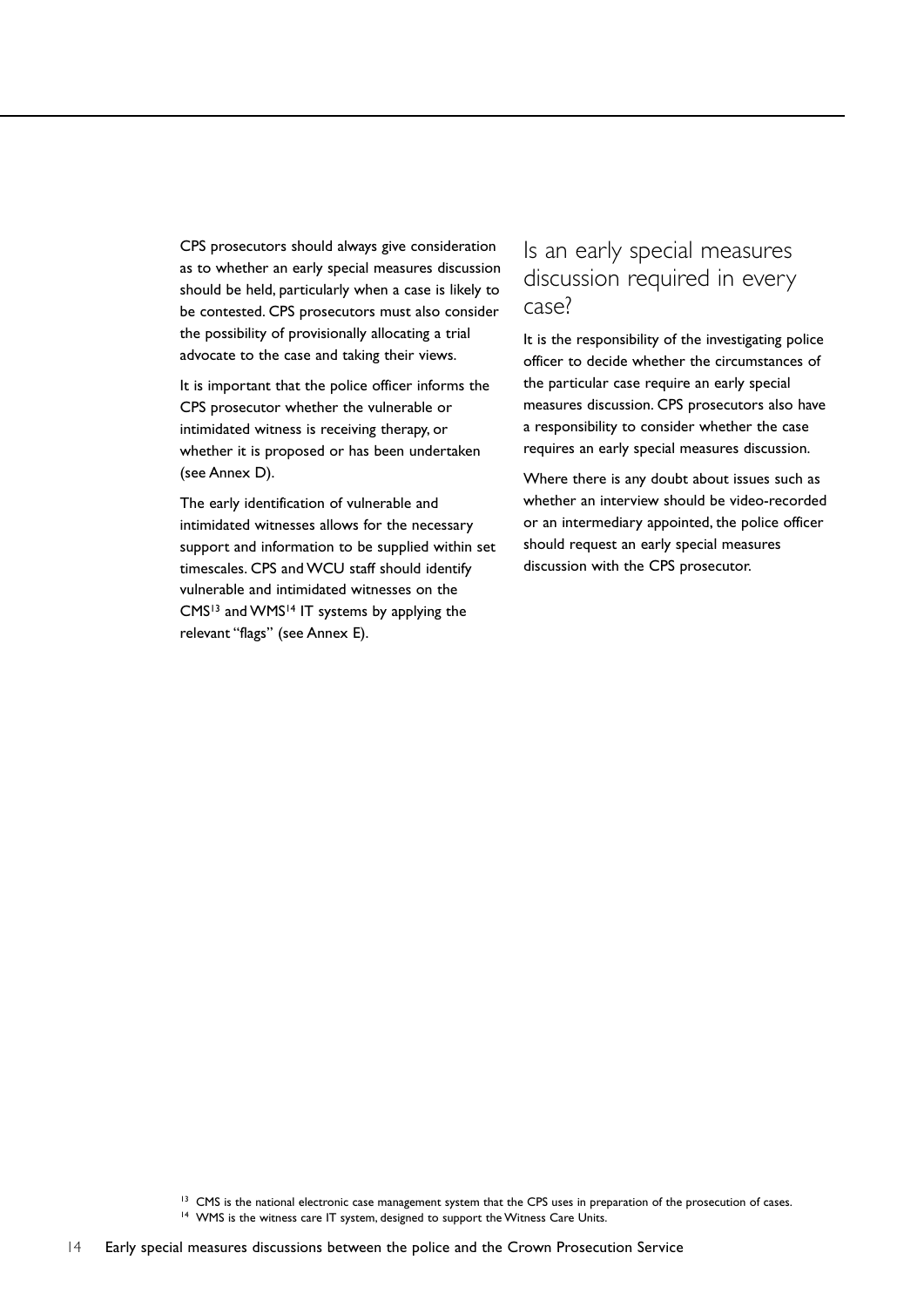CPS prosecutors should always give consideration as to whether an early special measures discussion should be held, particularly when a case is likely to be contested. CPS prosecutors must also consider the possibility of provisionally allocating a trial advocate to the case and taking their views.

It is important that the police officer informs the CPS prosecutor whether the vulnerable or intimidated witness is receiving therapy, or whether it is proposed or has been undertaken (see Annex D).

The early identification of vulnerable and intimidated witnesses allows for the necessary support and information to be supplied within set timescales. CPS and WCU staff should identify vulnerable and intimidated witnesses on the CMS[13] and WMS[14] IT systems by applying the relevant "flags" (see Annex E).

## Is an early special measures discussion required in every case?

It is the responsibility of the investigating police officer to decide whether the circumstances of the particular case require an early special measures discussion. CPS prosecutors also have a responsibility to consider whether the case requires an early special measures discussion.

Where there is any doubt about issues such as whether an interview should be video-recorded or an intermediary appointed, the police officer should request an early special measures discussion with the CPS prosecutor.

[13] CMS is the national electronic case management system that the CPS uses in preparation of the prosecution of cases.

[14] WMS is the witness care IT system, designed to support the Witness Care Units.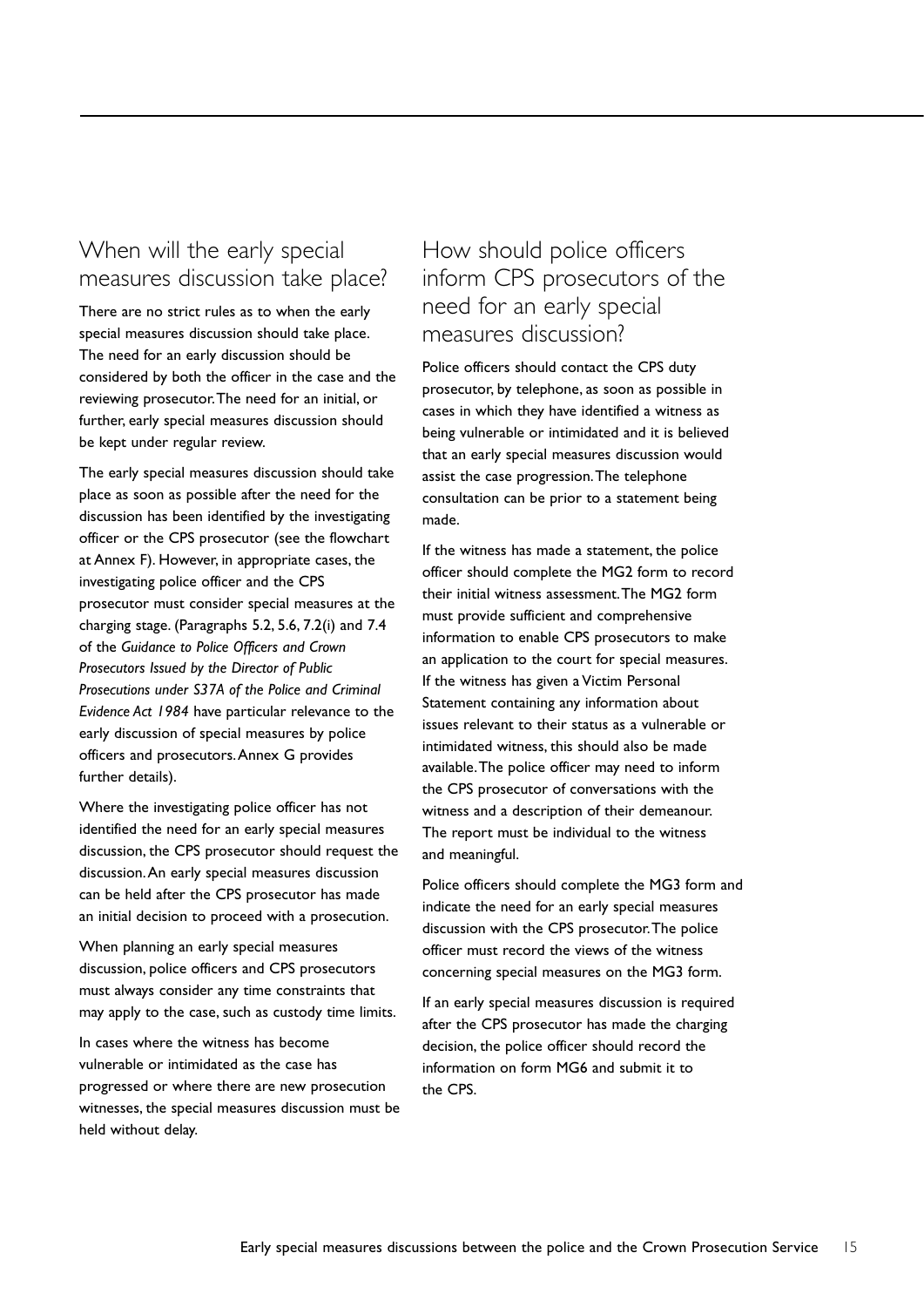## When will the early special measures discussion take place?

There are no strict rules as to when the early special measures discussion should take place. The need for an early discussion should be considered by both the officer in the case and the reviewing prosecutor. The need for an initial, or further, early special measures discussion should be kept under regular review.

The early special measures discussion should take place as soon as possible after the need for the discussion has been identified by the investigating officer or the CPS prosecutor (see the flowchart at Annex F). However, in appropriate cases, the investigating police officer and the CPS prosecutor must consider special measures at the charging stage. (Paragraphs 5.2, 5.6, 7.2(i) and 7.4 of the *Guidance to Police Officers and Crown Prosecutors Issued by the Director of Public Prosecutions under S37A of the Police and Criminal Evidence Act 1984* have particular relevance to the early discussion of special measures by police officers and prosecutors. Annex G provides further details).

Where the investigating police officer has not identified the need for an early special measures discussion, the CPS prosecutor should request the discussion. An early special measures discussion can be held after the CPS prosecutor has made an initial decision to proceed with a prosecution.

When planning an early special measures discussion, police officers and CPS prosecutors must always consider any time constraints that may apply to the case, such as custody time limits.

In cases where the witness has become vulnerable or intimidated as the case has progressed or where there are new prosecution witnesses, the special measures discussion must be held without delay.

## How should police officers inform CPS prosecutors of the need for an early special measures discussion?

Police officers should contact the CPS duty prosecutor, by telephone, as soon as possible in cases in which they have identified a witness as being vulnerable or intimidated and it is believed that an early special measures discussion would assist the case progression. The telephone consultation can be prior to a statement being made.

If the witness has made a statement, the police officer should complete the MG2 form to record their initial witness assessment. The MG2 form must provide sufficient and comprehensive information to enable CPS prosecutors to make an application to the court for special measures. If the witness has given a Victim Personal Statement containing any information about issues relevant to their status as a vulnerable or intimidated witness, this should also be made available. The police officer may need to inform the CPS prosecutor of conversations with the witness and a description of their demeanour. The report must be individual to the witness and meaningful.

Police officers should complete the MG3 form and indicate the need for an early special measures discussion with the CPS prosecutor. The police officer must record the views of the witness concerning special measures on the MG3 form.

If an early special measures discussion is required after the CPS prosecutor has made the charging decision, the police officer should record the information on form MG6 and submit it to the CPS.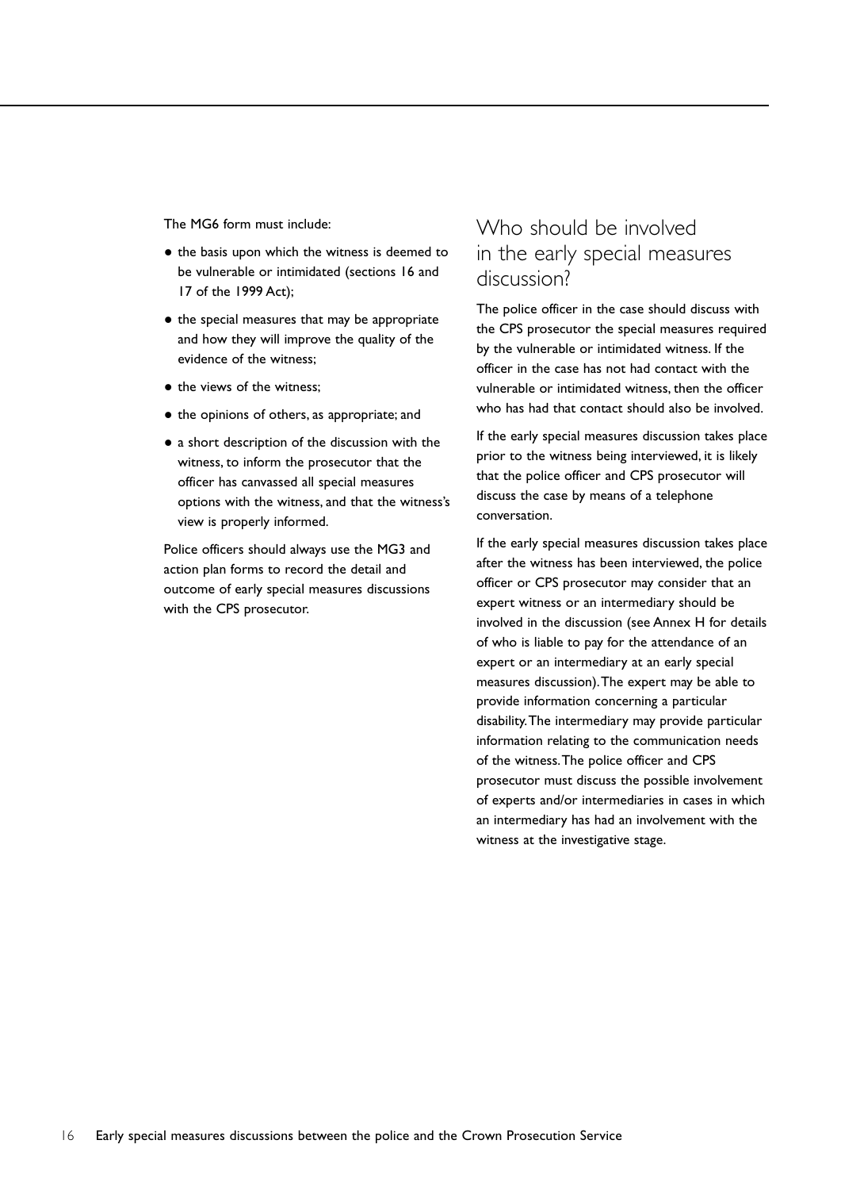The MG6 form must include:

- the basis upon which the witness is deemed to be vulnerable or intimidated (sections 16 and 17 of the 1999 Act);
- the special measures that may be appropriate and how they will improve the quality of the evidence of the witness;
- the views of the witness;
- the opinions of others, as appropriate; and
- a short description of the discussion with the witness, to inform the prosecutor that the officer has canvassed all special measures options with the witness, and that the witness's view is properly informed.

Police officers should always use the MG3 and action plan forms to record the detail and outcome of early special measures discussions with the CPS prosecutor.

## Who should be involved in the early special measures discussion?

The police officer in the case should discuss with the CPS prosecutor the special measures required by the vulnerable or intimidated witness. If the officer in the case has not had contact with the vulnerable or intimidated witness, then the officer who has had that contact should also be involved.

If the early special measures discussion takes place prior to the witness being interviewed, it is likely that the police officer and CPS prosecutor will discuss the case by means of a telephone conversation.

If the early special measures discussion takes place after the witness has been interviewed, the police officer or CPS prosecutor may consider that an expert witness or an intermediary should be involved in the discussion (see Annex H for details of who is liable to pay for the attendance of an expert or an intermediary at an early special measures discussion). The expert may be able to provide information concerning a particular disability. The intermediary may provide particular information relating to the communication needs of the witness. The police officer and CPS prosecutor must discuss the possible involvement of experts and/or intermediaries in cases in which an intermediary has had an involvement with the witness at the investigative stage.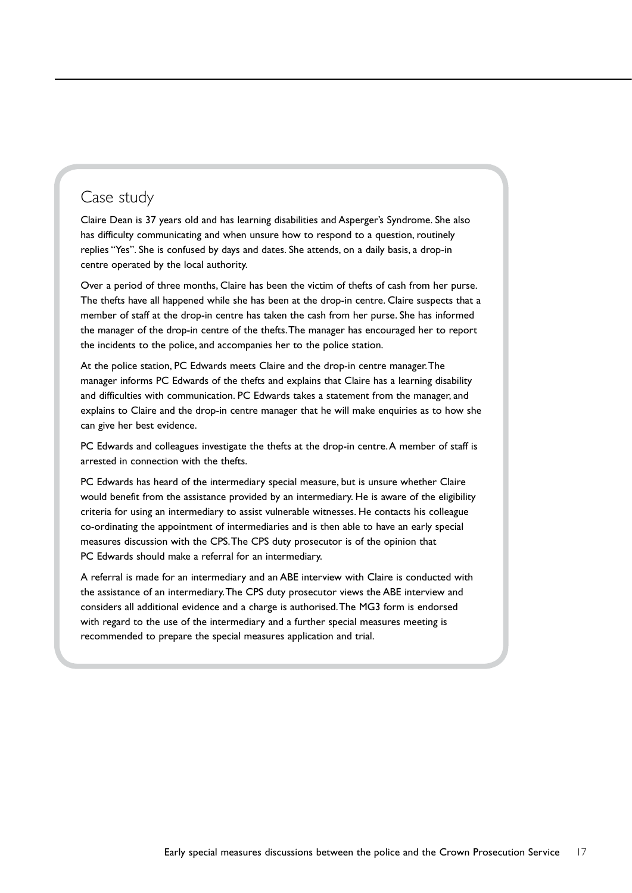## Case study

Claire Dean is 37 years old and has learning disabilities and Asperger's Syndrome. She also has difficulty communicating and when unsure how to respond to a question, routinely replies "Yes". She is confused by days and dates. She attends, on a daily basis, a drop-in centre operated by the local authority.

Over a period of three months, Claire has been the victim of thefts of cash from her purse. The thefts have all happened while she has been at the drop-in centre. Claire suspects that a member of staff at the drop-in centre has taken the cash from her purse. She has informed the manager of the drop-in centre of the thefts. The manager has encouraged her to report the incidents to the police, and accompanies her to the police station.

At the police station, PC Edwards meets Claire and the drop-in centre manager. The manager informs PC Edwards of the thefts and explains that Claire has a learning disability and difficulties with communication. PC Edwards takes a statement from the manager, and explains to Claire and the drop-in centre manager that he will make enquiries as to how she can give her best evidence.

PC Edwards and colleagues investigate the thefts at the drop-in centre. A member of staff is arrested in connection with the thefts.

PC Edwards has heard of the intermediary special measure, but is unsure whether Claire would benefit from the assistance provided by an intermediary. He is aware of the eligibility criteria for using an intermediary to assist vulnerable witnesses. He contacts his colleague co-ordinating the appointment of intermediaries and is then able to have an early special measures discussion with the CPS. The CPS duty prosecutor is of the opinion that PC Edwards should make a referral for an intermediary.

A referral is made for an intermediary and an ABE interview with Claire is conducted with the assistance of an intermediary. The CPS duty prosecutor views the ABE interview and considers all additional evidence and a charge is authorised. The MG3 form is endorsed with regard to the use of the intermediary and a further special measures meeting is recommended to prepare the special measures application and trial.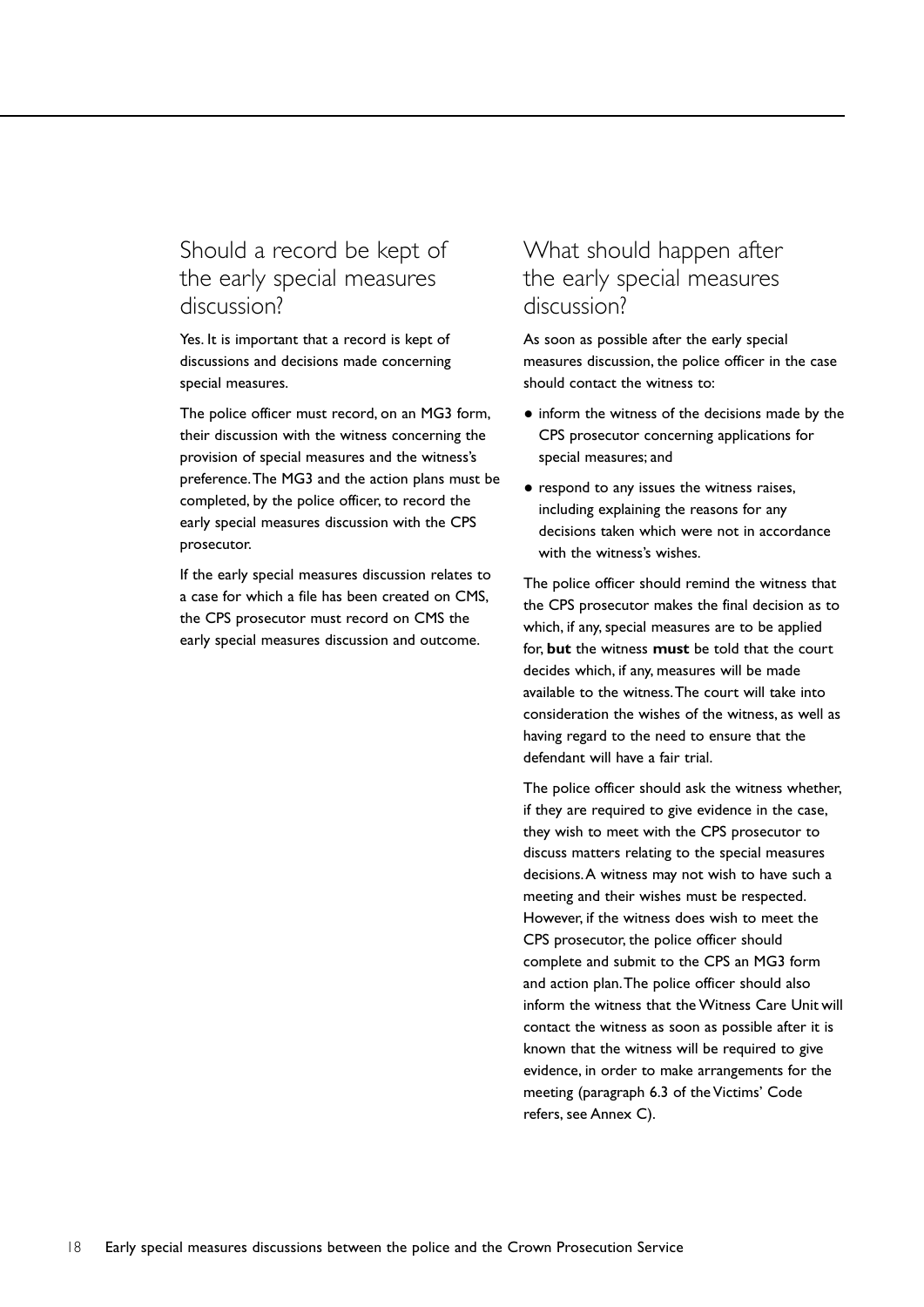## Should a record be kept of the early special measures discussion?

Yes. It is important that a record is kept of discussions and decisions made concerning special measures.

The police officer must record, on an MG3 form, their discussion with the witness concerning the provision of special measures and the witness's preference. The MG3 and the action plans must be completed, by the police officer, to record the early special measures discussion with the CPS prosecutor.

If the early special measures discussion relates to a case for which a file has been created on CMS, the CPS prosecutor must record on CMS the early special measures discussion and outcome.

## What should happen after the early special measures discussion?

As soon as possible after the early special measures discussion, the police officer in the case should contact the witness to:

- inform the witness of the decisions made by the CPS prosecutor concerning applications for special measures; and
- respond to any issues the witness raises, including explaining the reasons for any decisions taken which were not in accordance with the witness's wishes.

The police officer should remind the witness that the CPS prosecutor makes the final decision as to which, if any, special measures are to be applied for, **but** the witness **must** be told that the court decides which, if any, measures will be made available to the witness. The court will take into consideration the wishes of the witness, as well as having regard to the need to ensure that the defendant will have a fair trial.

The police officer should ask the witness whether, if they are required to give evidence in the case, they wish to meet with the CPS prosecutor to discuss matters relating to the special measures decisions. A witness may not wish to have such a meeting and their wishes must be respected. However, if the witness does wish to meet the CPS prosecutor, the police officer should complete and submit to the CPS an MG3 form and action plan. The police officer should also inform the witness that the Witness Care Unit will contact the witness as soon as possible after it is known that the witness will be required to give evidence, in order to make arrangements for the meeting (paragraph 6.3 of the Victims' Code refers, see Annex C).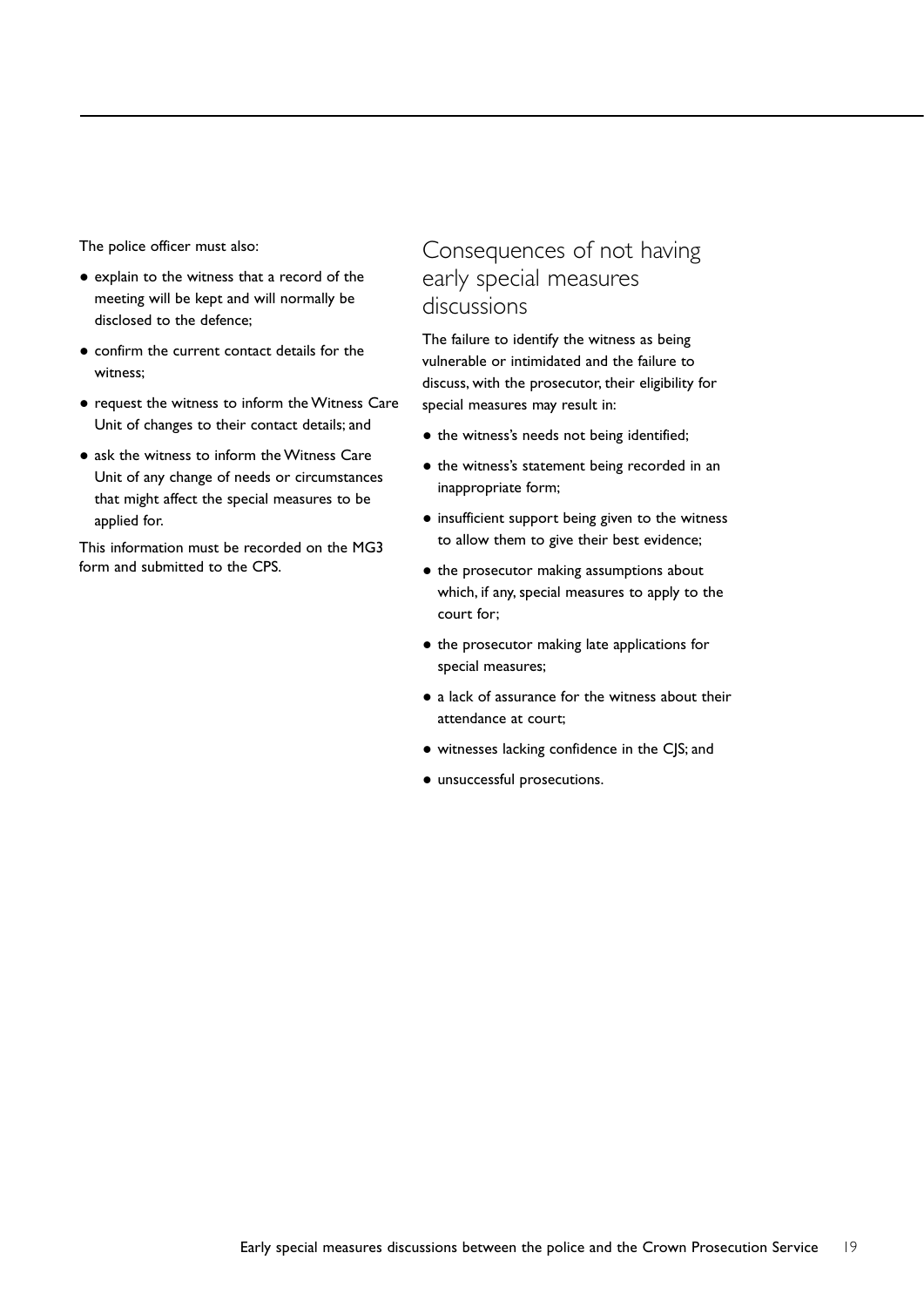The police officer must also:

- explain to the witness that a record of the meeting will be kept and will normally be disclosed to the defence;
- confirm the current contact details for the witness;
- request the witness to inform the Witness Care Unit of changes to their contact details; and
- ask the witness to inform the Witness Care Unit of any change of needs or circumstances that might affect the special measures to be applied for.

This information must be recorded on the MG3 form and submitted to the CPS.

## Consequences of not having early special measures discussions

The failure to identify the witness as being vulnerable or intimidated and the failure to discuss, with the prosecutor, their eligibility for special measures may result in:

- the witness's needs not being identified;
- the witness's statement being recorded in an inappropriate form;
- insufficient support being given to the witness to allow them to give their best evidence;
- the prosecutor making assumptions about which, if any, special measures to apply to the court for;
- the prosecutor making late applications for special measures;
- a lack of assurance for the witness about their attendance at court;
- witnesses lacking confidence in the CJS; and
- unsuccessful prosecutions.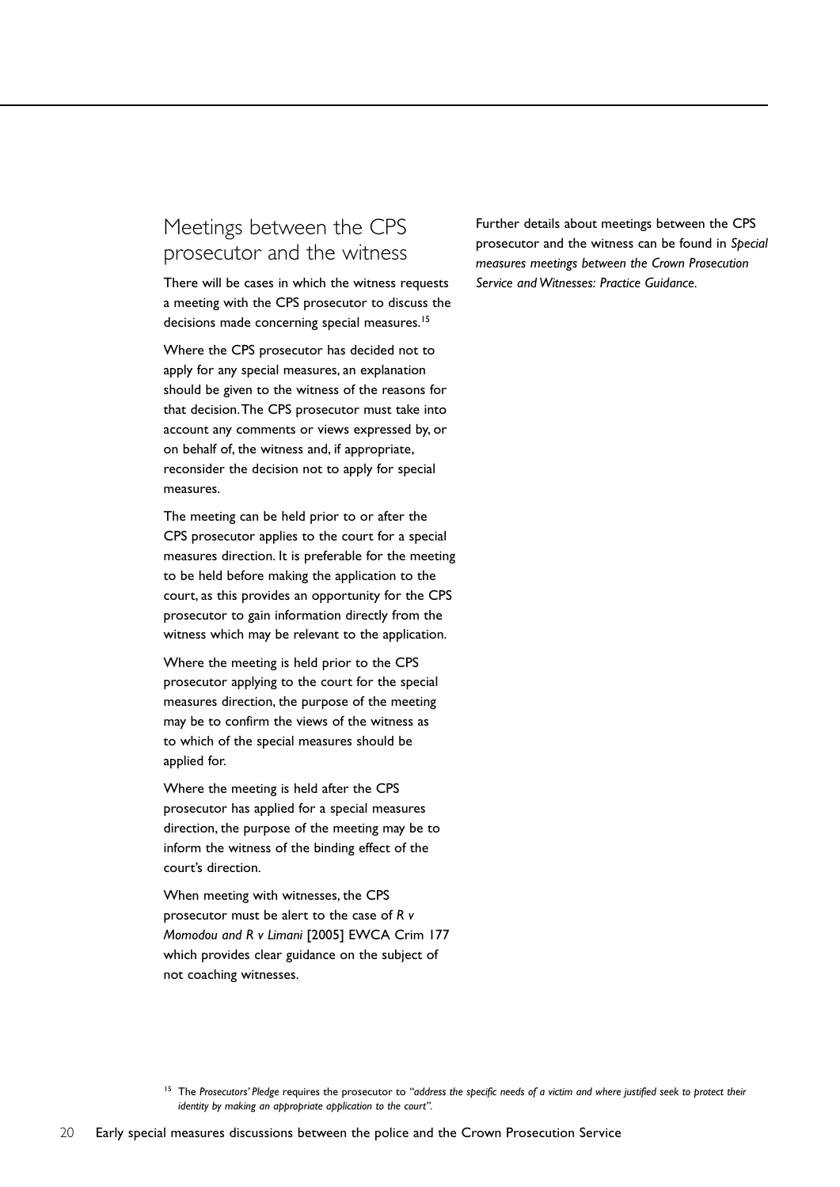## Meetings between the CPS prosecutor and the witness

There will be cases in which the witness requests a meeting with the CPS prosecutor to discuss the decisions made concerning special measures.[15]

Where the CPS prosecutor has decided not to apply for any special measures, an explanation should be given to the witness of the reasons for that decision. The CPS prosecutor must take into account any comments or views expressed by, or on behalf of, the witness and, if appropriate, reconsider the decision not to apply for special measures.

The meeting can be held prior to or after the CPS prosecutor applies to the court for a special measures direction. It is preferable for the meeting to be held before making the application to the court, as this provides an opportunity for the CPS prosecutor to gain information directly from the witness which may be relevant to the application.

Where the meeting is held prior to the CPS prosecutor applying to the court for the special measures direction, the purpose of the meeting may be to confirm the views of the witness as to which of the special measures should be applied for.

Where the meeting is held after the CPS prosecutor has applied for a special measures direction, the purpose of the meeting may be to inform the witness of the binding effect of the court's direction.

When meeting with witnesses, the CPS prosecutor must be alert to the case of *R v Momodou and R v Limani* [2005] EWCA Crim 177 which provides clear guidance on the subject of not coaching witnesses.

Further details about meetings between the CPS prosecutor and the witness can be found in *Special measures meetings between the Crown Prosecution Service and Witnesses: Practice Guidance*.

[15] The *Prosecutors' Pledge* requires the prosecutor to *"address the specific needs of a victim and where justified seek to protect their identity by making an appropriate application to the court"*.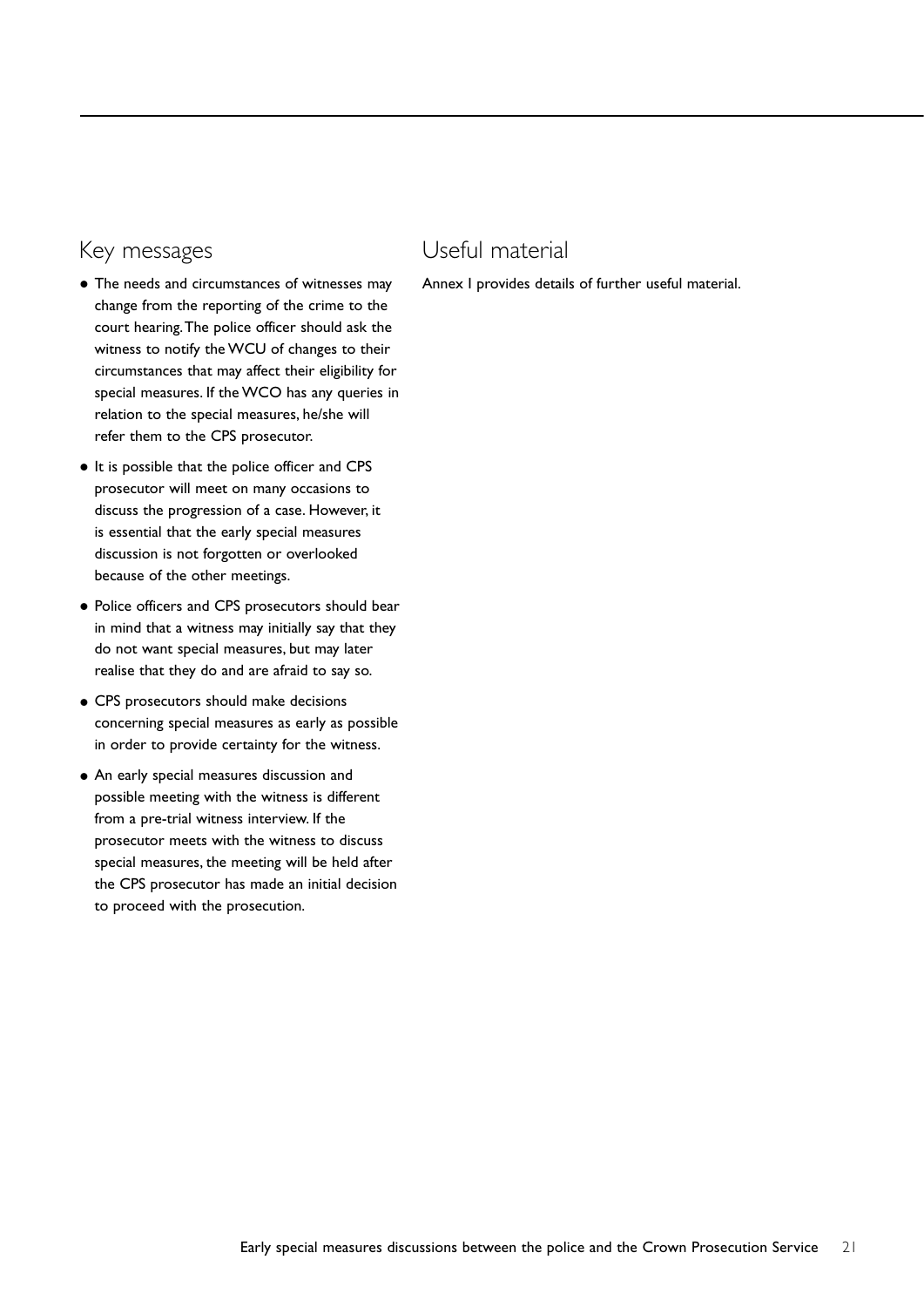## Key messages

- The needs and circumstances of witnesses may change from the reporting of the crime to the court hearing. The police officer should ask the witness to notify the WCU of changes to their circumstances that may affect their eligibility for special measures. If the WCO has any queries in relation to the special measures, he/she will refer them to the CPS prosecutor.
- It is possible that the police officer and CPS prosecutor will meet on many occasions to discuss the progression of a case. However, it is essential that the early special measures discussion is not forgotten or overlooked because of the other meetings.
- Police officers and CPS prosecutors should bear in mind that a witness may initially say that they do not want special measures, but may later realise that they do and are afraid to say so.
- CPS prosecutors should make decisions concerning special measures as early as possible in order to provide certainty for the witness.
- An early special measures discussion and possible meeting with the witness is different from a pre-trial witness interview. If the prosecutor meets with the witness to discuss special measures, the meeting will be held after the CPS prosecutor has made an initial decision to proceed with the prosecution.

## Useful material

Annex I provides details of further useful material.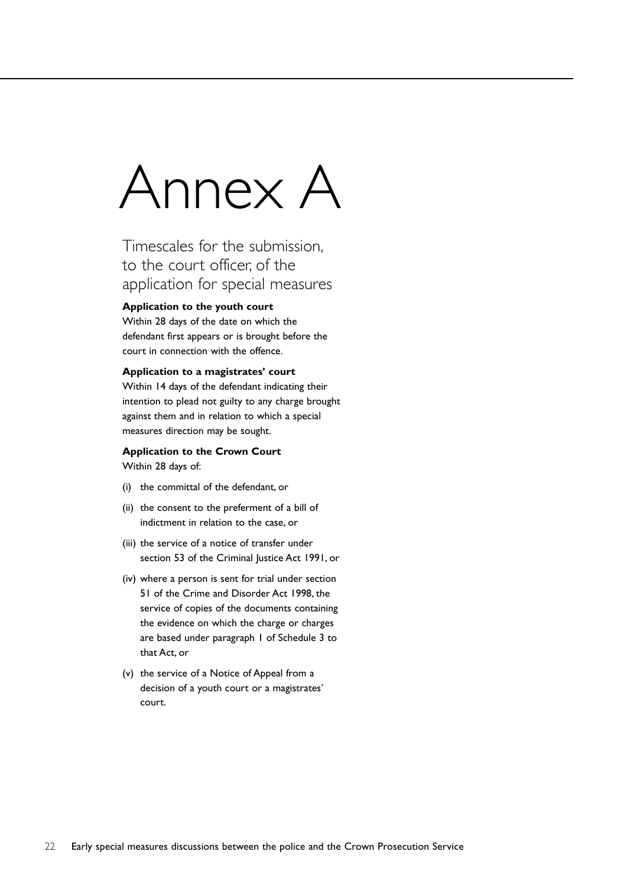# Annex A

## Timescales for the submission, to the court officer, of the application for special measures

**Application to the youth court**

Within 28 days of the date on which the defendant first appears or is brought before the court in connection with the offence.

**Application to a magistrates' court**

Within 14 days of the defendant indicating their intention to plead not guilty to any charge brought against them and in relation to which a special measures direction may be sought.

**Application to the Crown Court**

Within 28 days of:

(i) the committal of the defendant, or

(ii) the consent to the preferment of a bill of indictment in relation to the case, or

(iii) the service of a notice of transfer under section 53 of the Criminal Justice Act 1991, or

(iv) where a person is sent for trial under section 51 of the Crime and Disorder Act 1998, the service of copies of the documents containing the evidence on which the charge or charges are based under paragraph 1 of Schedule 3 to that Act, or

(v) the service of a Notice of Appeal from a decision of a youth court or a magistrates' court.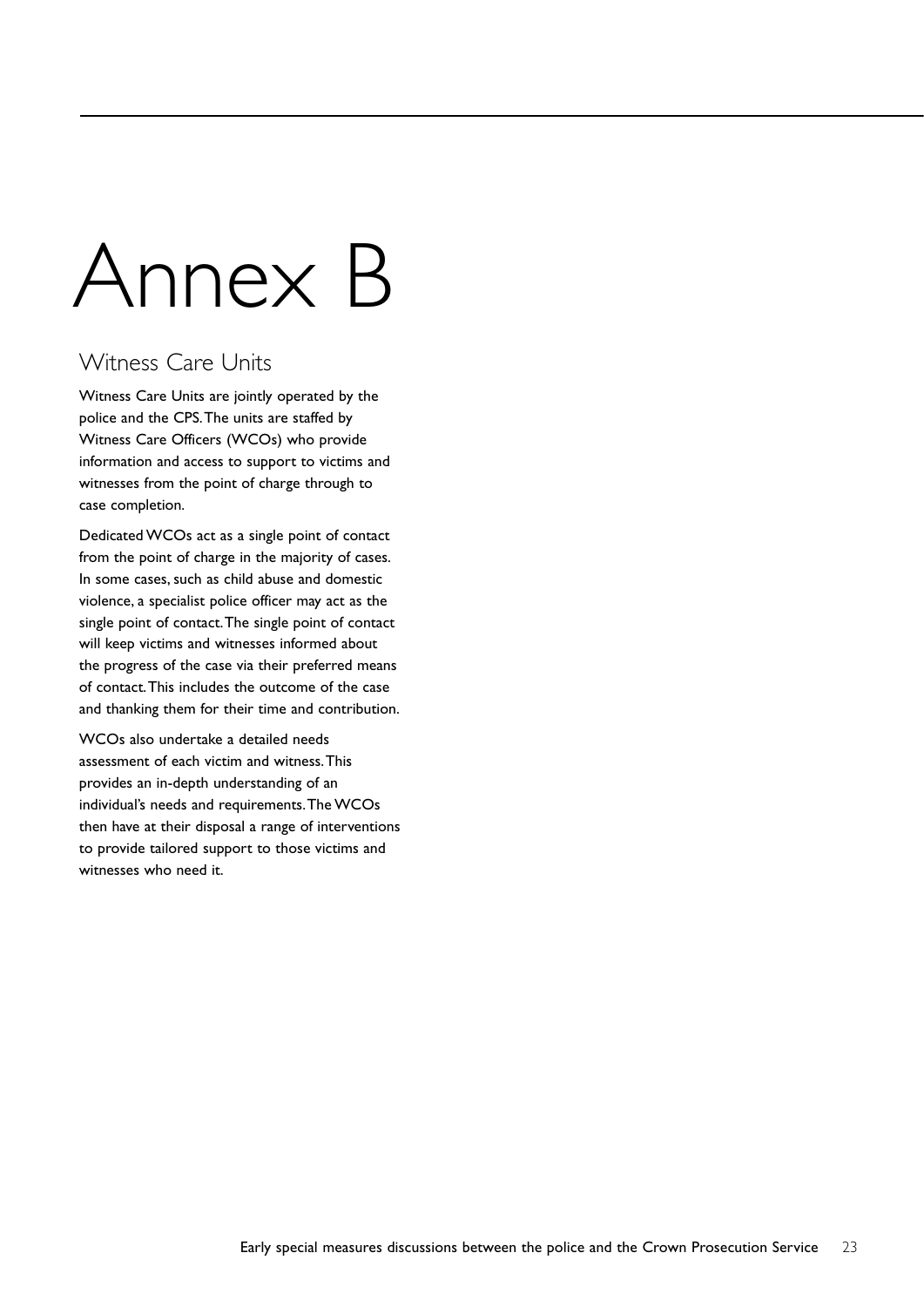# Annex B

## Witness Care Units

Witness Care Units are jointly operated by the police and the CPS. The units are staffed by Witness Care Officers (WCOs) who provide information and access to support to victims and witnesses from the point of charge through to case completion.

Dedicated WCOs act as a single point of contact from the point of charge in the majority of cases. In some cases, such as child abuse and domestic violence, a specialist police officer may act as the single point of contact. The single point of contact will keep victims and witnesses informed about the progress of the case via their preferred means of contact. This includes the outcome of the case and thanking them for their time and contribution.

WCOs also undertake a detailed needs assessment of each victim and witness. This provides an in-depth understanding of an individual's needs and requirements. The WCOs then have at their disposal a range of interventions to provide tailored support to those victims and witnesses who need it.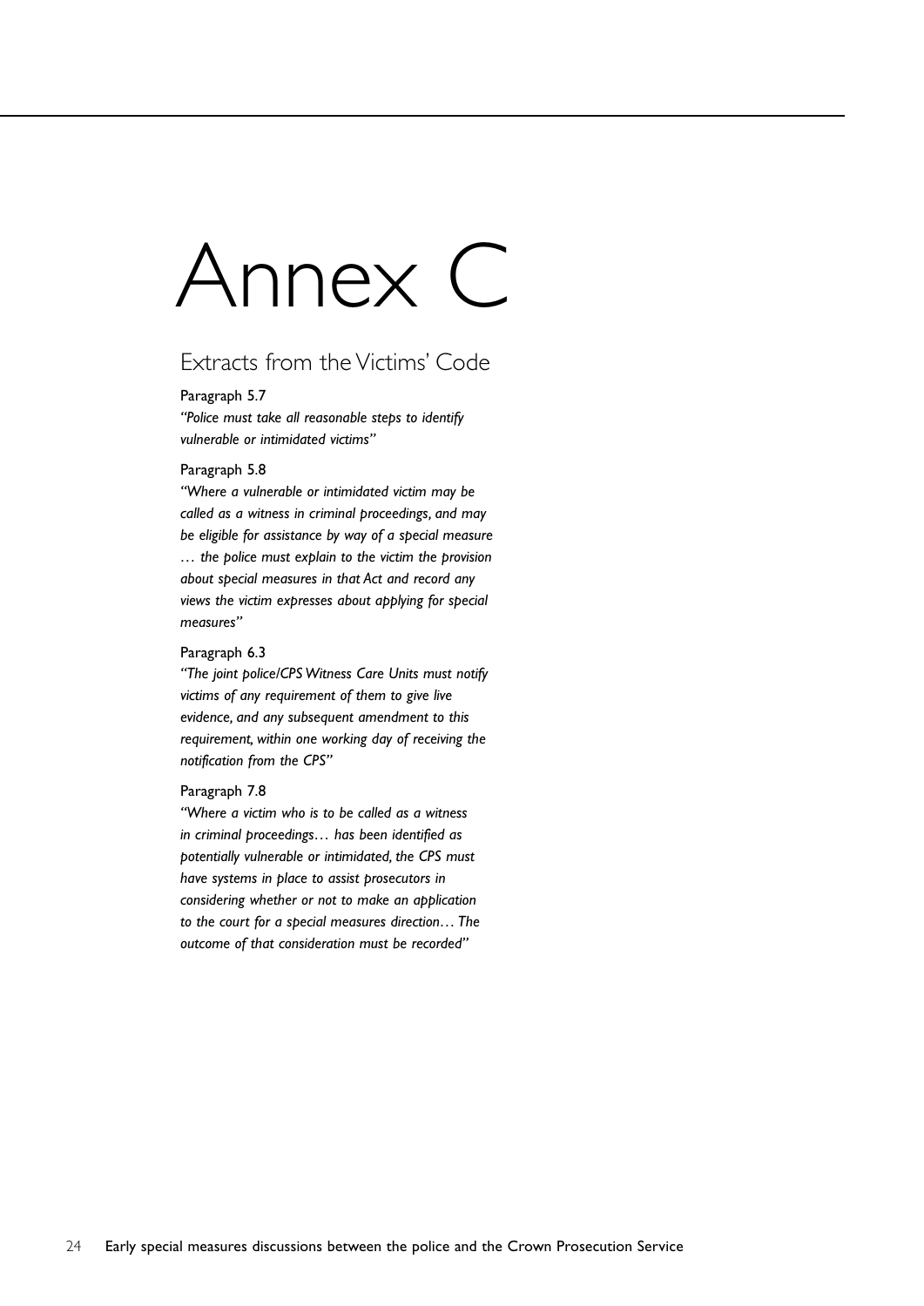# Annex C

## Extracts from the Victims' Code

Paragraph 5.7

*"Police must take all reasonable steps to identify vulnerable or intimidated victims"*

Paragraph 5.8

*"Where a vulnerable or intimidated victim may be called as a witness in criminal proceedings, and may be eligible for assistance by way of a special measure … the police must explain to the victim the provision about special measures in that Act and record any views the victim expresses about applying for special measures"*

Paragraph 6.3

*"The joint police/CPS Witness Care Units must notify victims of any requirement of them to give live evidence, and any subsequent amendment to this requirement, within one working day of receiving the notification from the CPS"*

Paragraph 7.8

*"Where a victim who is to be called as a witness in criminal proceedings… has been identified as potentially vulnerable or intimidated, the CPS must have systems in place to assist prosecutors in considering whether or not to make an application to the court for a special measures direction… The outcome of that consideration must be recorded"*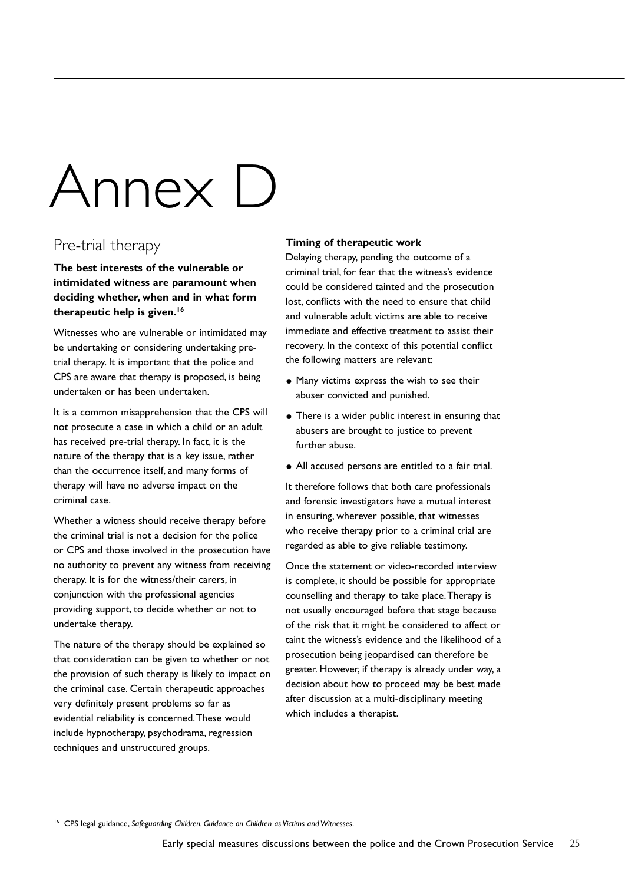# Annex D

## Pre-trial therapy

**The best interests of the vulnerable or intimidated witness are paramount when deciding whether, when and in what form therapeutic help is given.[16]**

Witnesses who are vulnerable or intimidated may be undertaking or considering undertaking pre-trial therapy. It is important that the police and CPS are aware that therapy is proposed, is being undertaken or has been undertaken.

It is a common misapprehension that the CPS will not prosecute a case in which a child or an adult has received pre-trial therapy. In fact, it is the nature of the therapy that is a key issue, rather than the occurrence itself, and many forms of therapy will have no adverse impact on the criminal case.

Whether a witness should receive therapy before the criminal trial is not a decision for the police or CPS and those involved in the prosecution have no authority to prevent any witness from receiving therapy. It is for the witness/their carers, in conjunction with the professional agencies providing support, to decide whether or not to undertake therapy.

The nature of the therapy should be explained so that consideration can be given to whether or not the provision of such therapy is likely to impact on the criminal case. Certain therapeutic approaches very definitely present problems so far as evidential reliability is concerned. These would include hypnotherapy, psychodrama, regression techniques and unstructured groups.

**Timing of therapeutic work**

Delaying therapy, pending the outcome of a criminal trial, for fear that the witness's evidence could be considered tainted and the prosecution lost, conflicts with the need to ensure that child and vulnerable adult victims are able to receive immediate and effective treatment to assist their recovery. In the context of this potential conflict the following matters are relevant:

- Many victims express the wish to see their abuser convicted and punished.
- There is a wider public interest in ensuring that abusers are brought to justice to prevent further abuse.
- All accused persons are entitled to a fair trial.

It therefore follows that both care professionals and forensic investigators have a mutual interest in ensuring, wherever possible, that witnesses who receive therapy prior to a criminal trial are regarded as able to give reliable testimony.

Once the statement or video-recorded interview is complete, it should be possible for appropriate counselling and therapy to take place. Therapy is not usually encouraged before that stage because of the risk that it might be considered to affect or taint the witness's evidence and the likelihood of a prosecution being jeopardised can therefore be greater. However, if therapy is already under way, a decision about how to proceed may be best made after discussion at a multi-disciplinary meeting which includes a therapist.

[16] CPS legal guidance, *Safeguarding Children. Guidance on Children as Victims and Witnesses.*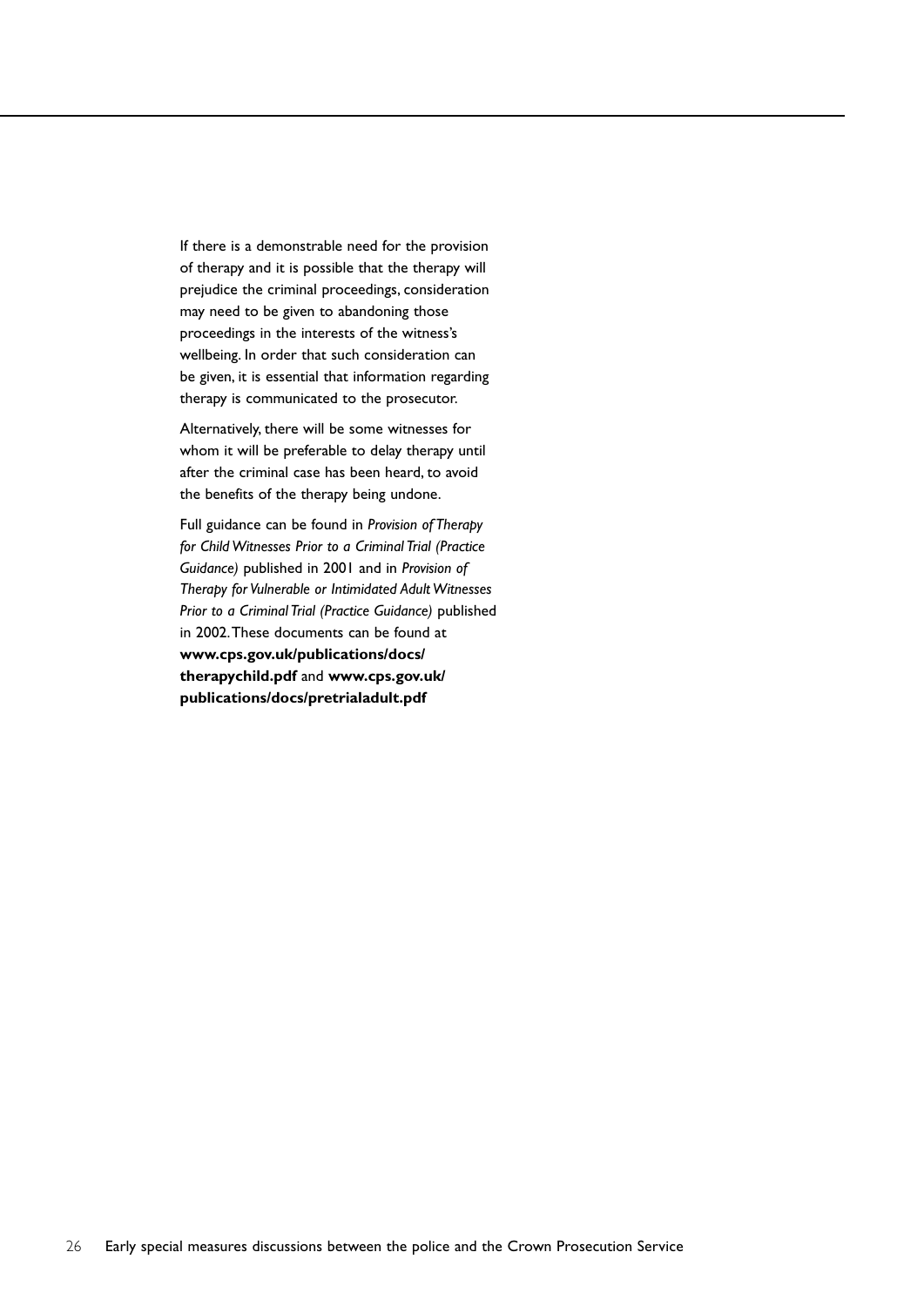If there is a demonstrable need for the provision of therapy and it is possible that the therapy will prejudice the criminal proceedings, consideration may need to be given to abandoning those proceedings in the interests of the witness's wellbeing. In order that such consideration can be given, it is essential that information regarding therapy is communicated to the prosecutor.

Alternatively, there will be some witnesses for whom it will be preferable to delay therapy until after the criminal case has been heard, to avoid the benefits of the therapy being undone.

Full guidance can be found in *Provision of Therapy for Child Witnesses Prior to a Criminal Trial (Practice Guidance)* published in 2001 and in *Provision of Therapy for Vulnerable or Intimidated Adult Witnesses Prior to a Criminal Trial (Practice Guidance)* published in 2002. These documents can be found at **www.cps.gov.uk/publications/docs/therapychild.pdf** and **www.cps.gov.uk/publications/docs/pretrialadult.pdf**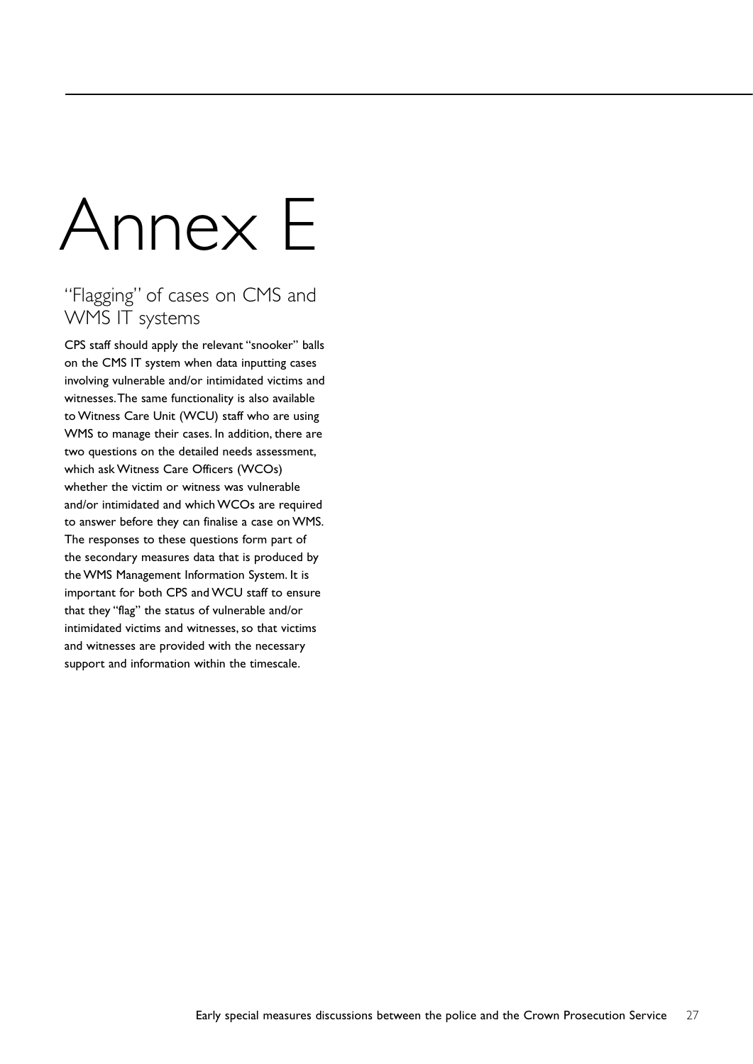# Annex E

## "Flagging" of cases on CMS and WMS IT systems

CPS staff should apply the relevant "snooker" balls on the CMS IT system when data inputting cases involving vulnerable and/or intimidated victims and witnesses. The same functionality is also available to Witness Care Unit (WCU) staff who are using WMS to manage their cases. In addition, there are two questions on the detailed needs assessment, which ask Witness Care Officers (WCOs) whether the victim or witness was vulnerable and/or intimidated and which WCOs are required to answer before they can finalise a case on WMS. The responses to these questions form part of the secondary measures data that is produced by the WMS Management Information System. It is important for both CPS and WCU staff to ensure that they "flag" the status of vulnerable and/or intimidated victims and witnesses, so that victims and witnesses are provided with the necessary support and information within the timescale.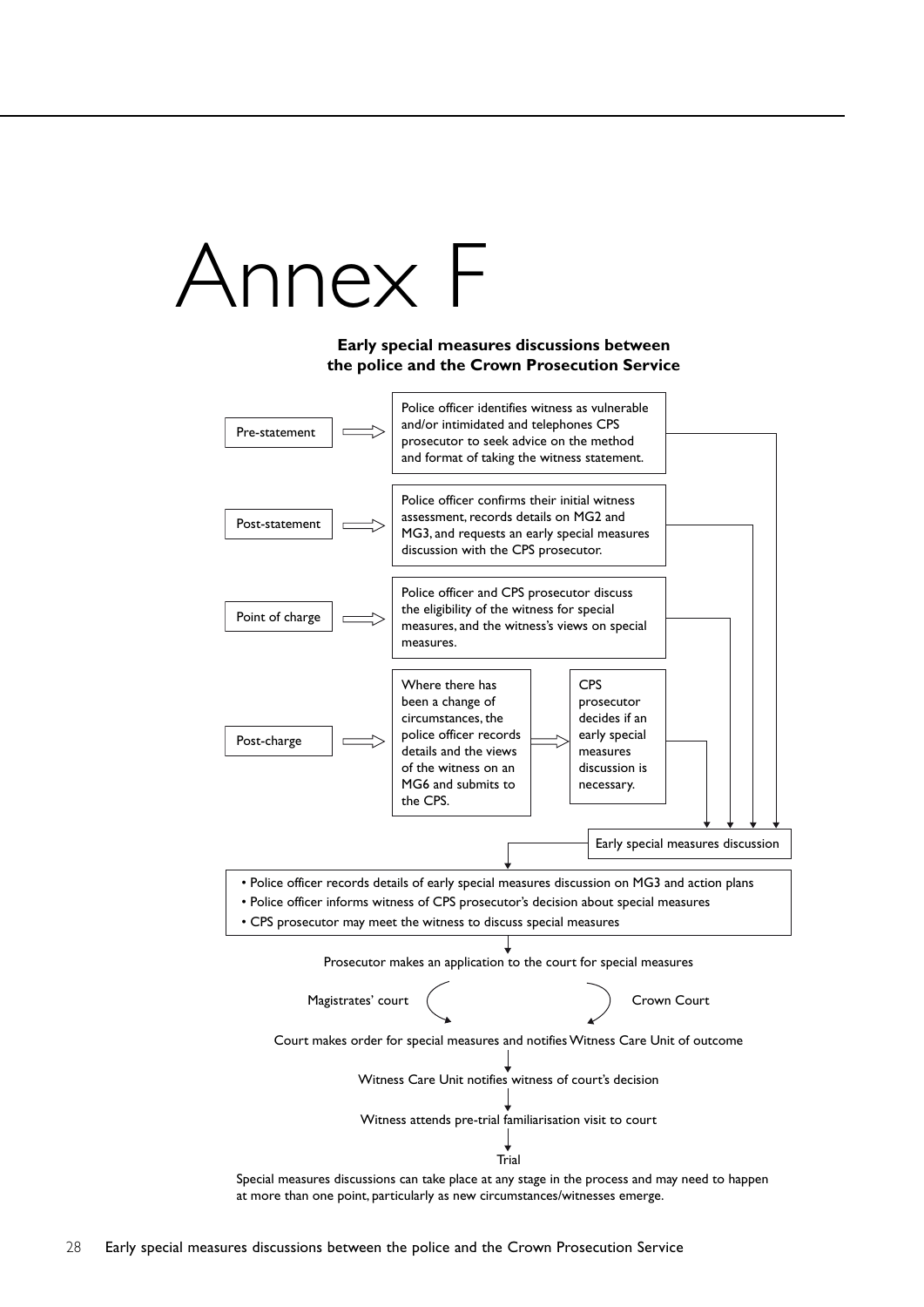# Annex F

**Early special measures discussions between the police and the Crown Prosecution Service**

**Pre-statement** → Police officer identifies witness as vulnerable and/or intimidated and telephones CPS prosecutor to seek advice on the method and format of taking the witness statement.

**Post-statement** → Police officer confirms their initial witness assessment, records details on MG2 and MG3, and requests an early special measures discussion with the CPS prosecutor.

**Point of charge** → Police officer and CPS prosecutor discuss the eligibility of the witness for special measures, and the witness's views on special measures.

**Post-charge** → Where there has been a change of circumstances, the police officer records details and the views of the witness on an MG6 and submits to the CPS. → CPS prosecutor decides if an early special measures discussion is necessary.

↓

**Early special measures discussion**

↓

- Police officer records details of early special measures discussion on MG3 and action plans
- Police officer informs witness of CPS prosecutor's decision about special measures
- CPS prosecutor may meet the witness to discuss special measures

↓

Prosecutor makes an application to the court for special measures

Magistrates' court / Crown Court

Court makes order for special measures and notifies Witness Care Unit of outcome

↓

Witness Care Unit notifies witness of court's decision

↓

Witness attends pre-trial familiarisation visit to court

↓

Trial

Special measures discussions can take place at any stage in the process and may need to happen at more than one point, particularly as new circumstances/witnesses emerge.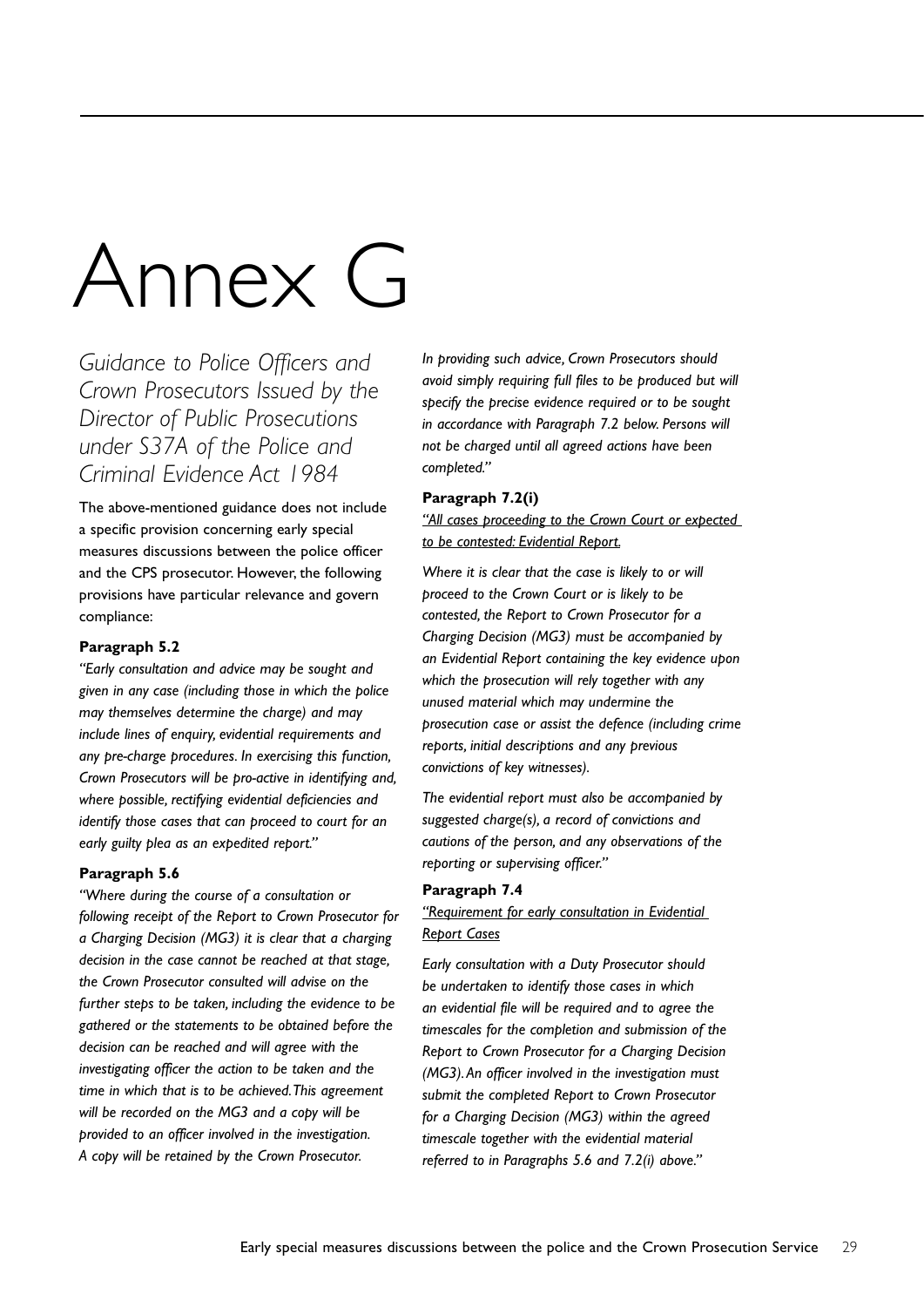# Annex G

## *Guidance to Police Officers and Crown Prosecutors Issued by the Director of Public Prosecutions under S37A of the Police and Criminal Evidence Act 1984*

The above-mentioned guidance does not include a specific provision concerning early special measures discussions between the police officer and the CPS prosecutor. However, the following provisions have particular relevance and govern compliance:

**Paragraph 5.2**

*"Early consultation and advice may be sought and given in any case (including those in which the police may themselves determine the charge) and may include lines of enquiry, evidential requirements and any pre-charge procedures. In exercising this function, Crown Prosecutors will be pro-active in identifying and, where possible, rectifying evidential deficiencies and identify those cases that can proceed to court for an early guilty plea as an expedited report."*

**Paragraph 5.6**

*"Where during the course of a consultation or following receipt of the Report to Crown Prosecutor for a Charging Decision (MG3) it is clear that a charging decision in the case cannot be reached at that stage, the Crown Prosecutor consulted will advise on the further steps to be taken, including the evidence to be gathered or the statements to be obtained before the decision can be reached and will agree with the investigating officer the action to be taken and the time in which that is to be achieved. This agreement will be recorded on the MG3 and a copy will be provided to an officer involved in the investigation. A copy will be retained by the Crown Prosecutor.*

*In providing such advice, Crown Prosecutors should avoid simply requiring full files to be produced but will specify the precise evidence required or to be sought in accordance with Paragraph 7.2 below. Persons will not be charged until all agreed actions have been completed."*

**Paragraph 7.2(i)**

*"All cases proceeding to the Crown Court or expected to be contested: Evidential Report.*

*Where it is clear that the case is likely to or will proceed to the Crown Court or is likely to be contested, the Report to Crown Prosecutor for a Charging Decision (MG3) must be accompanied by an Evidential Report containing the key evidence upon which the prosecution will rely together with any unused material which may undermine the prosecution case or assist the defence (including crime reports, initial descriptions and any previous convictions of key witnesses).*

*The evidential report must also be accompanied by suggested charge(s), a record of convictions and cautions of the person, and any observations of the reporting or supervising officer."*

**Paragraph 7.4**

*"Requirement for early consultation in Evidential Report Cases*

*Early consultation with a Duty Prosecutor should be undertaken to identify those cases in which an evidential file will be required and to agree the timescales for the completion and submission of the Report to Crown Prosecutor for a Charging Decision (MG3). An officer involved in the investigation must submit the completed Report to Crown Prosecutor for a Charging Decision (MG3) within the agreed timescale together with the evidential material referred to in Paragraphs 5.6 and 7.2(i) above."*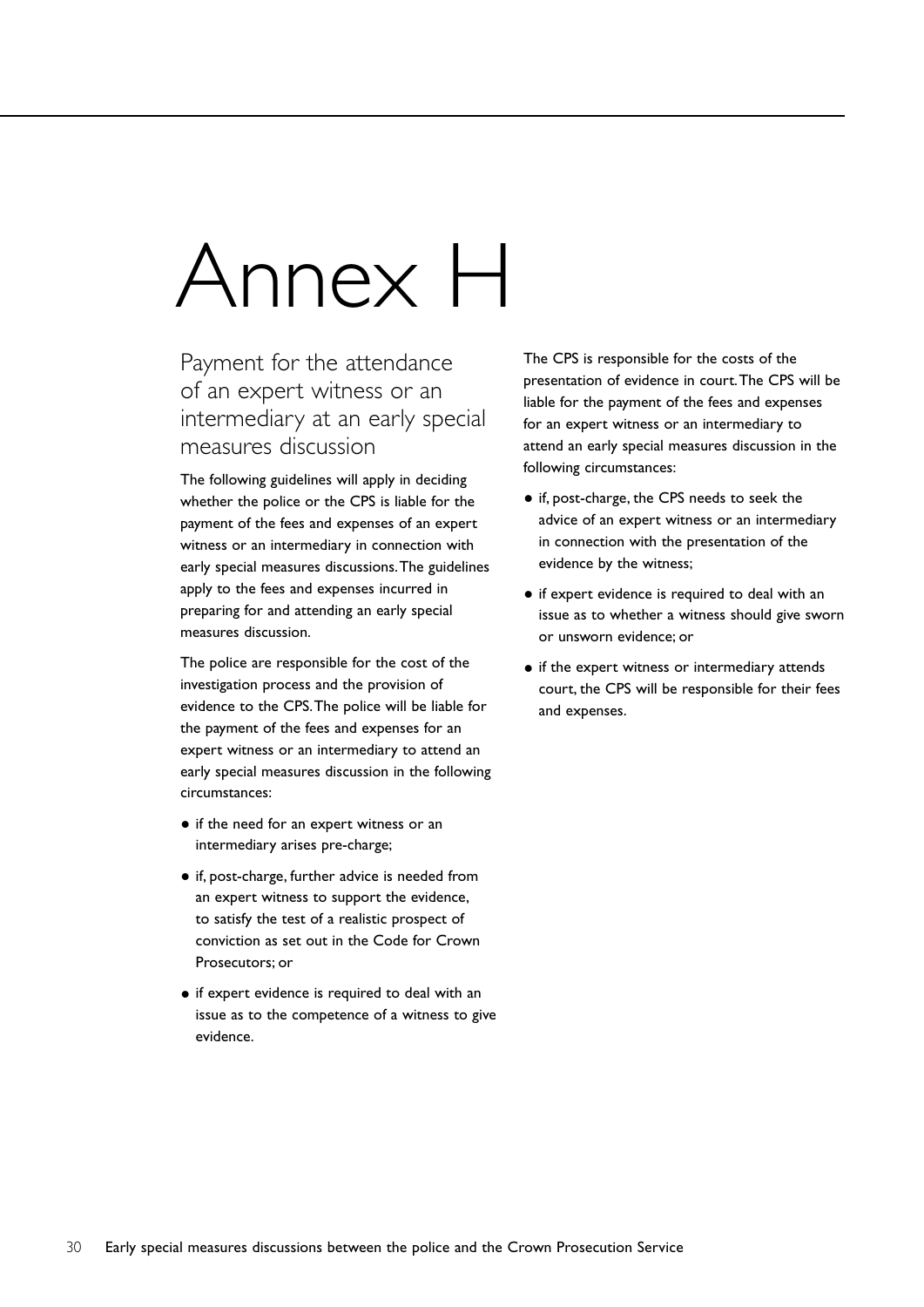# Annex H

## Payment for the attendance of an expert witness or an intermediary at an early special measures discussion

The following guidelines will apply in deciding whether the police or the CPS is liable for the payment of the fees and expenses of an expert witness or an intermediary in connection with early special measures discussions. The guidelines apply to the fees and expenses incurred in preparing for and attending an early special measures discussion.

The police are responsible for the cost of the investigation process and the provision of evidence to the CPS. The police will be liable for the payment of the fees and expenses for an expert witness or an intermediary to attend an early special measures discussion in the following circumstances:

- if the need for an expert witness or an intermediary arises pre-charge;
- if, post-charge, further advice is needed from an expert witness to support the evidence, to satisfy the test of a realistic prospect of conviction as set out in the Code for Crown Prosecutors; or
- if expert evidence is required to deal with an issue as to the competence of a witness to give evidence.

The CPS is responsible for the costs of the presentation of evidence in court. The CPS will be liable for the payment of the fees and expenses for an expert witness or an intermediary to attend an early special measures discussion in the following circumstances:

- if, post-charge, the CPS needs to seek the advice of an expert witness or an intermediary in connection with the presentation of the evidence by the witness;
- if expert evidence is required to deal with an issue as to whether a witness should give sworn or unsworn evidence; or
- if the expert witness or intermediary attends court, the CPS will be responsible for their fees and expenses.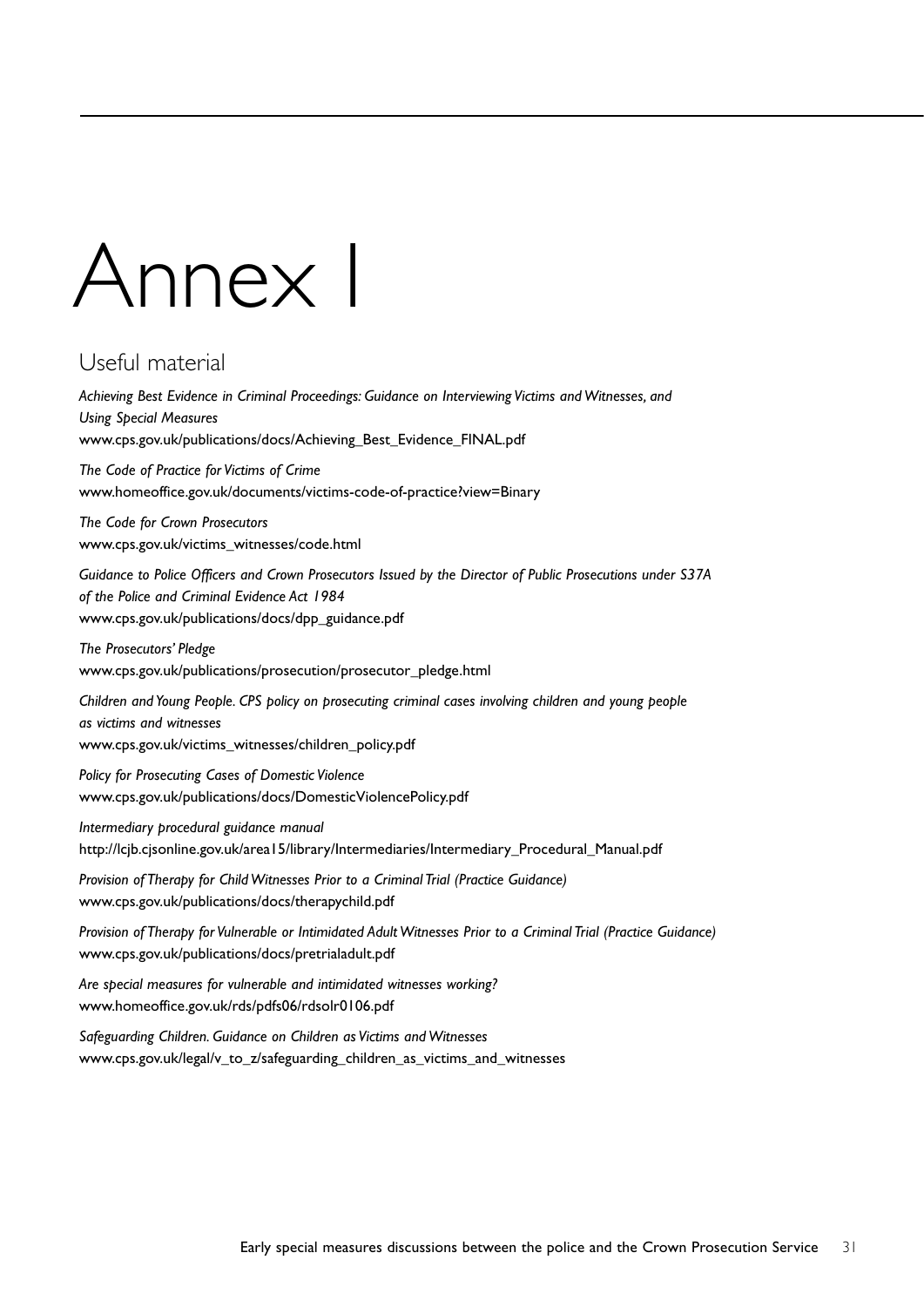# Annex I

## Useful material

*Achieving Best Evidence in Criminal Proceedings: Guidance on Interviewing Victims and Witnesses, and Using Special Measures*
www.cps.gov.uk/publications/docs/Achieving_Best_Evidence_FINAL.pdf

*The Code of Practice for Victims of Crime*
www.homeoffice.gov.uk/documents/victims-code-of-practice?view=Binary

*The Code for Crown Prosecutors*
www.cps.gov.uk/victims_witnesses/code.html

*Guidance to Police Officers and Crown Prosecutors Issued by the Director of Public Prosecutions under S37A of the Police and Criminal Evidence Act 1984*
www.cps.gov.uk/publications/docs/dpp_guidance.pdf

*The Prosecutors' Pledge*
www.cps.gov.uk/publications/prosecution/prosecutor_pledge.html

*Children and Young People. CPS policy on prosecuting criminal cases involving children and young people as victims and witnesses*
www.cps.gov.uk/victims_witnesses/children_policy.pdf

*Policy for Prosecuting Cases of Domestic Violence*
www.cps.gov.uk/publications/docs/DomesticViolencePolicy.pdf

*Intermediary procedural guidance manual*
http://lcjb.cjsonline.gov.uk/area15/library/Intermediaries/Intermediary_Procedural_Manual.pdf

*Provision of Therapy for Child Witnesses Prior to a Criminal Trial (Practice Guidance)*
www.cps.gov.uk/publications/docs/therapychild.pdf

*Provision of Therapy for Vulnerable or Intimidated Adult Witnesses Prior to a Criminal Trial (Practice Guidance)*
www.cps.gov.uk/publications/docs/pretrialadult.pdf

*Are special measures for vulnerable and intimidated witnesses working?*
www.homeoffice.gov.uk/rds/pdfs06/rdsolr0106.pdf

*Safeguarding Children. Guidance on Children as Victims and Witnesses*
www.cps.gov.uk/legal/v_to_z/safeguarding_children_as_victims_and_witnesses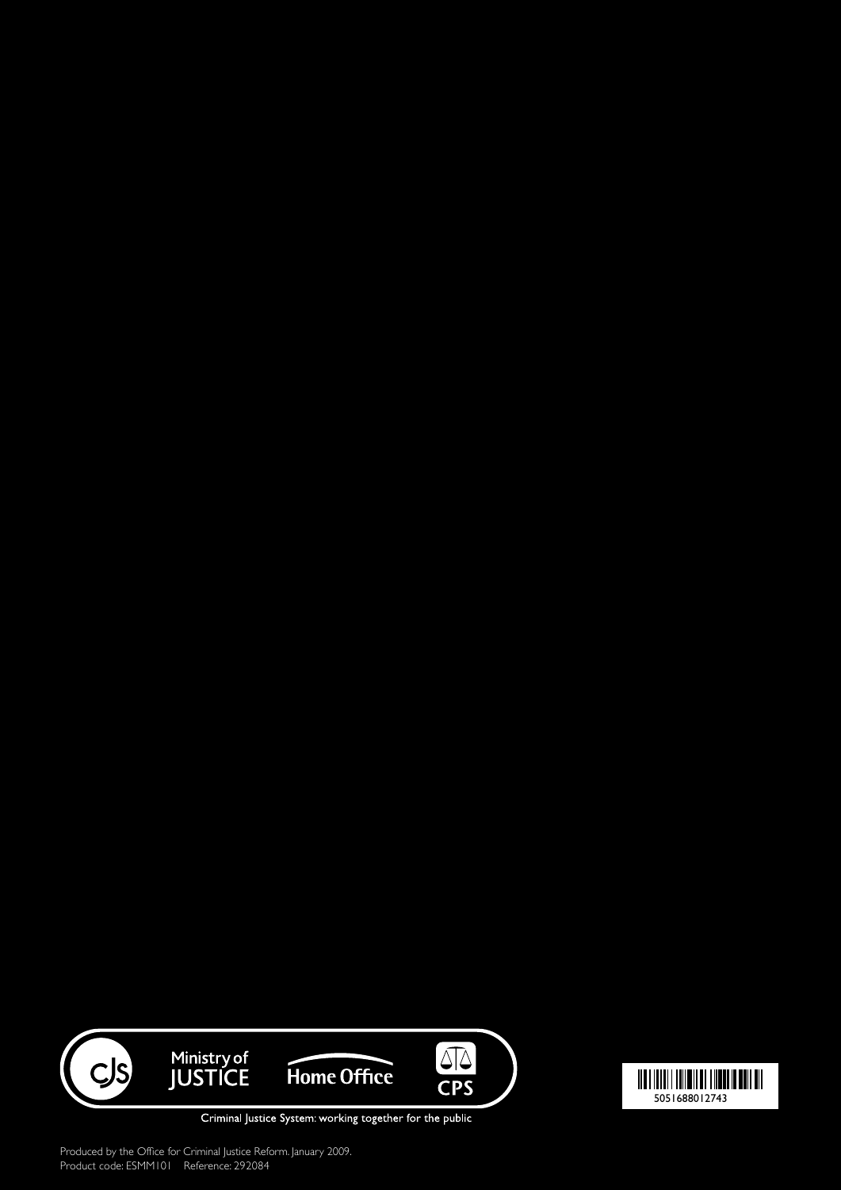CJS

Ministry of JUSTICE

Home Office

CPS

Criminal Justice System: working together for the public

5051688012743

Produced by the Office for Criminal Justice Reform. January 2009.
Product code: ESMM101 Reference: 292084